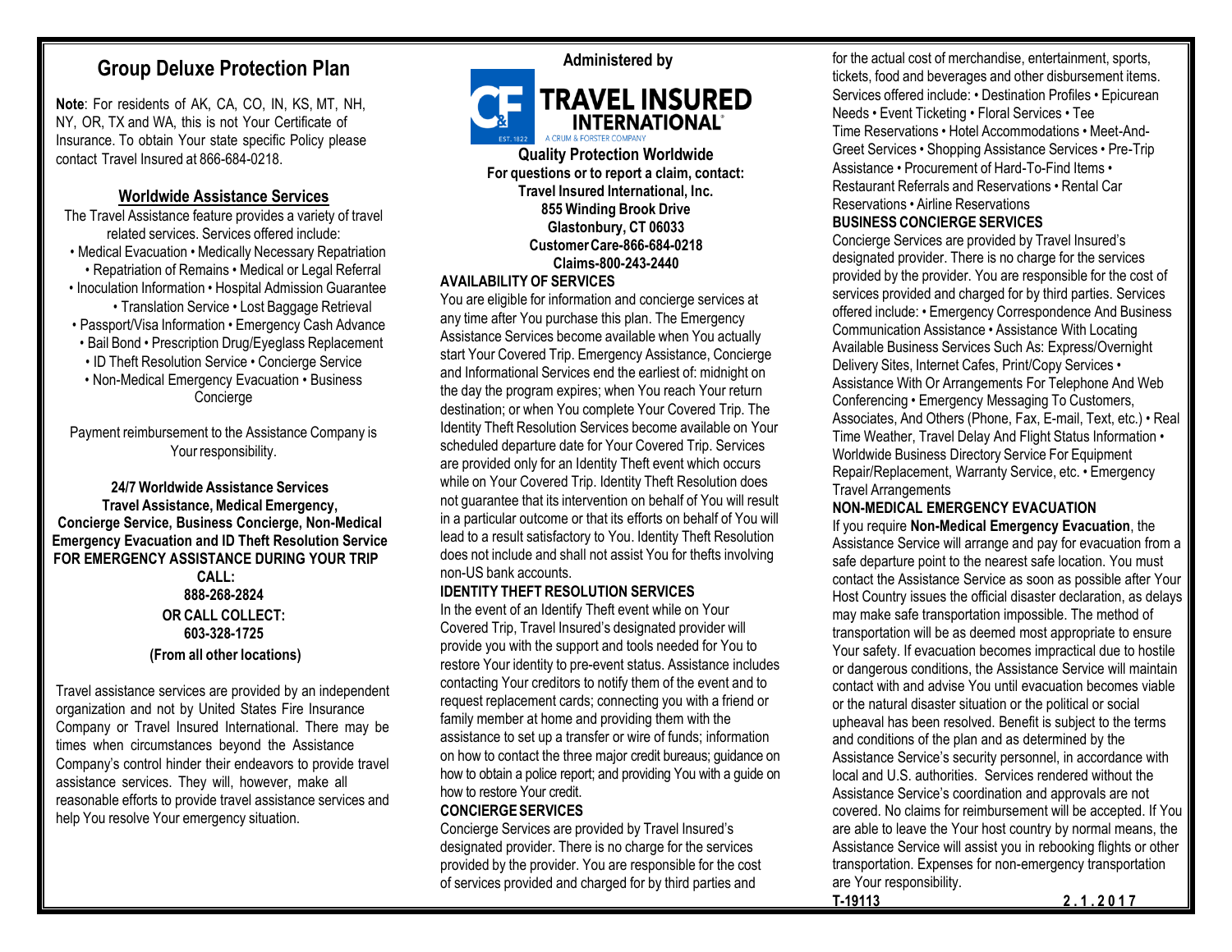# Group Deluxe Protection Plan

**Note**: For residents of AK, CA, CO, IN, KS, MT, NH, NY, OR, TX and WA, this is not Your Certificate of Insurance. To obtain Your state specific Policy please contact Travel Insured at 866-684-0218.

## Worldwide Assistance Services

The Travel Assistance feature provides a variety of travel related services. Services offered include:

• Medical Evacuation • Medically Necessary Repatriation • Repatriation of Remains • Medical or Legal Referral • Inoculation Information • Hospital Admission Guarantee • Translation Service • Lost Baggage Retrieval • Passport/Visa Information • Emergency Cash Advance • Bail Bond • Prescription Drug/Eyeglass Replacement • ID Theft Resolution Service • Concierge Service • Non-Medical Emergency Evacuation • Business Concierge

Payment reimbursement to the Assistance Company is Your responsibility.

**24/7 Worldwide Assistance Services**
**Travel Assistance, Medical Emergency, Concierge Service, Business Concierge, Non-Medical Emergency Evacuation and ID Theft Resolution Service**
**FOR EMERGENCY ASSISTANCE DURING YOUR TRIP CALL:**
**888-268-2824**
**OR CALL COLLECT:**
**603-328-1725**
**(From all other locations)**

Travel assistance services are provided by an independent organization and not by United States Fire Insurance Company or Travel Insured International. There may be times when circumstances beyond the Assistance Company's control hinder their endeavors to provide travel assistance services. They will, however, make all reasonable efforts to provide travel assistance services and help You resolve Your emergency situation.

**Administered by**

TRAVEL INSURED INTERNATIONAL
A CRUM & FORSTER COMPANY

**Quality Protection Worldwide**
**For questions or to report a claim, contact:**
**Travel Insured International, Inc.**
**855 Winding Brook Drive**
**Glastonbury, CT 06033**
**Customer Care-866-684-0218**
**Claims-800-243-2440**

### AVAILABILITY OF SERVICES

You are eligible for information and concierge services at any time after You purchase this plan. The Emergency Assistance Services become available when You actually start Your Covered Trip. Emergency Assistance, Concierge and Informational Services end the earliest of: midnight on the day the program expires; when You reach Your return destination; or when You complete Your Covered Trip. The Identity Theft Resolution Services become available on Your scheduled departure date for Your Covered Trip. Services are provided only for an Identity Theft event which occurs while on Your Covered Trip. Identity Theft Resolution does not guarantee that its intervention on behalf of You will result in a particular outcome or that its efforts on behalf of You will lead to a result satisfactory to You. Identity Theft Resolution does not include and shall not assist You for thefts involving non-US bank accounts.

### IDENTITY THEFT RESOLUTION SERVICES

In the event of an Identify Theft event while on Your Covered Trip, Travel Insured's designated provider will provide you with the support and tools needed for You to restore Your identity to pre-event status. Assistance includes contacting Your creditors to notify them of the event and to request replacement cards; connecting you with a friend or family member at home and providing them with the assistance to set up a transfer or wire of funds; information on how to contact the three major credit bureaus; guidance on how to obtain a police report; and providing You with a guide on how to restore Your credit.

### CONCIERGE SERVICES

Concierge Services are provided by Travel Insured's designated provider. There is no charge for the services provided by the provider. You are responsible for the cost of services provided and charged for by third parties and for the actual cost of merchandise, entertainment, sports, tickets, food and beverages and other disbursement items. Services offered include: • Destination Profiles • Epicurean Needs • Event Ticketing • Floral Services • Tee Time Reservations • Hotel Accommodations • Meet-And-Greet Services • Shopping Assistance Services • Pre-Trip Assistance • Procurement of Hard-To-Find Items • Restaurant Referrals and Reservations • Rental Car Reservations • Airline Reservations

### BUSINESS CONCIERGE SERVICES

Concierge Services are provided by Travel Insured's designated provider. There is no charge for the services provided by the provider. You are responsible for the cost of services provided and charged for by third parties. Services offered include: • Emergency Correspondence And Business Communication Assistance • Assistance With Locating Available Business Services Such As: Express/Overnight Delivery Sites, Internet Cafes, Print/Copy Services • Assistance With Or Arrangements For Telephone And Web Conferencing • Emergency Messaging To Customers, Associates, And Others (Phone, Fax, E-mail, Text, etc.) • Real Time Weather, Travel Delay And Flight Status Information • Worldwide Business Directory Service For Equipment Repair/Replacement, Warranty Service, etc. • Emergency Travel Arrangements

### NON-MEDICAL EMERGENCY EVACUATION

If you require **Non-Medical Emergency Evacuation**, the Assistance Service will arrange and pay for evacuation from a safe departure point to the nearest safe location. You must contact the Assistance Service as soon as possible after Your Host Country issues the official disaster declaration, as delays may make safe transportation impossible. The method of transportation will be as deemed most appropriate to ensure Your safety. If evacuation becomes impractical due to hostile or dangerous conditions, the Assistance Service will maintain contact with and advise You until evacuation becomes viable or the natural disaster situation or the political or social upheaval has been resolved. Benefit is subject to the terms and conditions of the plan and as determined by the Assistance Service's security personnel, in accordance with local and U.S. authorities. Services rendered without the Assistance Service's coordination and approvals are not covered. No claims for reimbursement will be accepted. If You are able to leave the Your host country by normal means, the Assistance Service will assist you in rebooking flights or other transportation. Expenses for non-emergency transportation are Your responsibility.

**T-19113** **2.1.2017**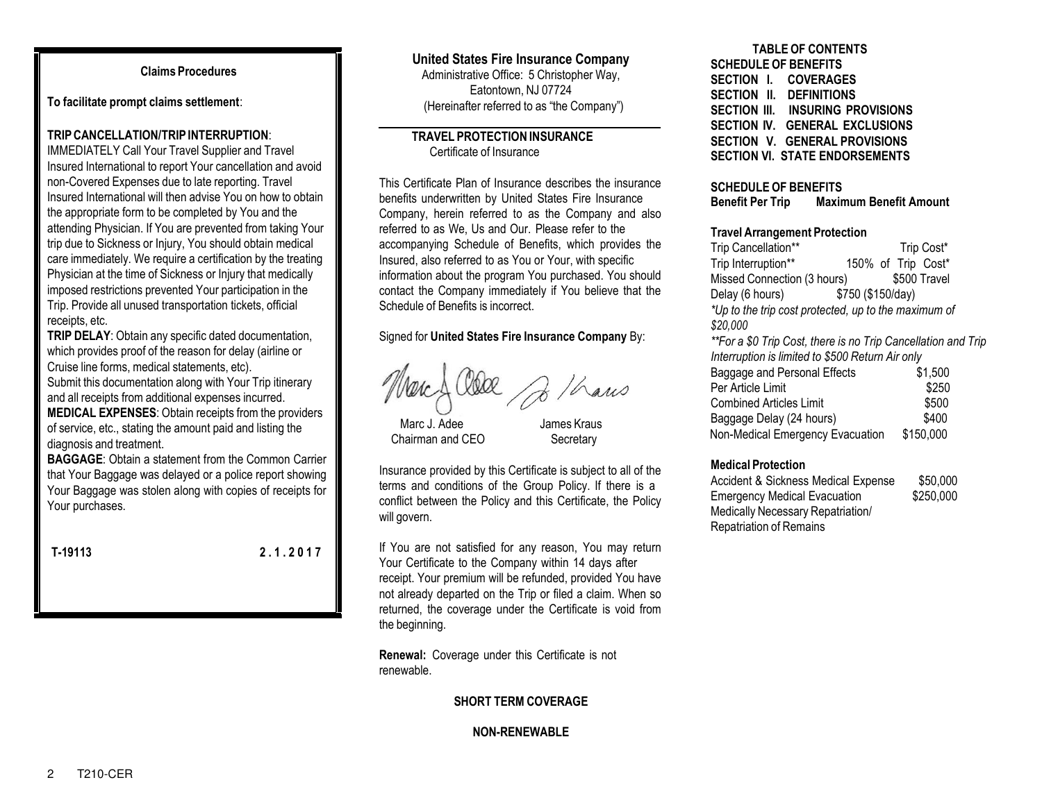## Claims Procedures

**To facilitate prompt claims settlement**:

**TRIP CANCELLATION/TRIP INTERRUPTION**:
IMMEDIATELY Call Your Travel Supplier and Travel Insured International to report Your cancellation and avoid non-Covered Expenses due to late reporting. Travel Insured International will then advise You on how to obtain the appropriate form to be completed by You and the attending Physician. If You are prevented from taking Your trip due to Sickness or Injury, You should obtain medical care immediately. We require a certification by the treating Physician at the time of Sickness or Injury that medically imposed restrictions prevented Your participation in the Trip. Provide all unused transportation tickets, official receipts, etc.

**TRIP DELAY**: Obtain any specific dated documentation, which provides proof of the reason for delay (airline or Cruise line forms, medical statements, etc).
Submit this documentation along with Your Trip itinerary and all receipts from additional expenses incurred.

**MEDICAL EXPENSES**: Obtain receipts from the providers of service, etc., stating the amount paid and listing the diagnosis and treatment.

**BAGGAGE**: Obtain a statement from the Common Carrier that Your Baggage was delayed or a police report showing Your Baggage was stolen along with copies of receipts for Your purchases.

**T-19113** **2.1.2017**

## United States Fire Insurance Company

Administrative Office: 5 Christopher Way,
Eatontown, NJ 07724
(Hereinafter referred to as "the Company")

## TRAVEL PROTECTION INSURANCE

Certificate of Insurance

This Certificate Plan of Insurance describes the insurance benefits underwritten by United States Fire Insurance Company, herein referred to as the Company and also referred to as We, Us and Our. Please refer to the accompanying Schedule of Benefits, which provides the Insured, also referred to as You or Your, with specific information about the program You purchased. You should contact the Company immediately if You believe that the Schedule of Benefits is incorrect.

Signed for **United States Fire Insurance Company** By:

Marc J. Adee, Chairman and CEO
James Kraus, Secretary

Insurance provided by this Certificate is subject to all of the terms and conditions of the Group Policy. If there is a conflict between the Policy and this Certificate, the Policy will govern.

If You are not satisfied for any reason, You may return Your Certificate to the Company within 14 days after receipt. Your premium will be refunded, provided You have not already departed on the Trip or filed a claim. When so returned, the coverage under the Certificate is void from the beginning.

**Renewal:** Coverage under this Certificate is not renewable.

**SHORT TERM COVERAGE**

**NON-RENEWABLE**

## TABLE OF CONTENTS

**SCHEDULE OF BENEFITS**
**SECTION I. COVERAGES**
**SECTION II. DEFINITIONS**
**SECTION III. INSURING PROVISIONS**
**SECTION IV. GENERAL EXCLUSIONS**
**SECTION V. GENERAL PROVISIONS**
**SECTION VI. STATE ENDORSEMENTS**

## SCHEDULE OF BENEFITS

| Benefit Per Trip | Maximum Benefit Amount |
|---|---|
| **Travel Arrangement Protection** | |
| Trip Cancellation** | Trip Cost* |
| Trip Interruption** | 150% of Trip Cost* |
| Missed Connection (3 hours) | $500 |
| Travel Delay (6 hours) | $750 ($150/day) |

*\*Up to the trip cost protected, up to the maximum of $20,000*

*\*\*For a $0 Trip Cost, there is no Trip Cancellation and Trip Interruption is limited to $500 Return Air only*

| Benefit Per Trip | Maximum Benefit Amount |
|---|---|
| Baggage and Personal Effects | $1,500 |
| Per Article Limit | $250 |
| Combined Articles Limit | $500 |
| Baggage Delay (24 hours) | $400 |
| Non-Medical Emergency Evacuation | $150,000 |
| **Medical Protection** | |
| Accident & Sickness Medical Expense | $50,000 |
| Emergency Medical Evacuation | $250,000 |
| Medically Necessary Repatriation/ Repatriation of Remains | |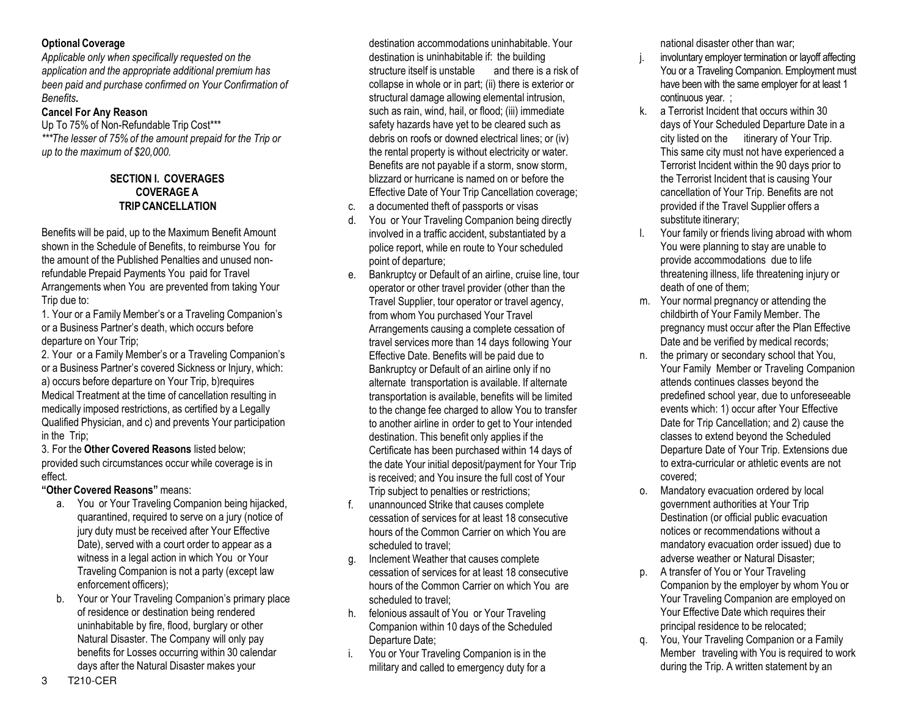**Optional Coverage**

*Applicable only when specifically requested on the application and the appropriate additional premium has been paid and purchase confirmed on Your Confirmation of Benefits***.**

**Cancel For Any Reason**

Up To 75% of Non-Refundable Trip Cost***

****The lesser of 75% of the amount prepaid for the Trip or up to the maximum of $20,000.*

## SECTION I. COVERAGES
### COVERAGE A
### TRIP CANCELLATION

Benefits will be paid, up to the Maximum Benefit Amount shown in the Schedule of Benefits, to reimburse You for the amount of the Published Penalties and unused non-refundable Prepaid Payments You paid for Travel Arrangements when You are prevented from taking Your Trip due to:

1. Your or a Family Member's or a Traveling Companion's or a Business Partner's death, which occurs before departure on Your Trip;

2. Your or a Family Member's or a Traveling Companion's or a Business Partner's covered Sickness or Injury, which: a) occurs before departure on Your Trip, b)requires Medical Treatment at the time of cancellation resulting in medically imposed restrictions, as certified by a Legally Qualified Physician, and c) and prevents Your participation in the Trip;

3. For the **Other Covered Reasons** listed below; provided such circumstances occur while coverage is in effect.

**"Other Covered Reasons"** means:

a. You or Your Traveling Companion being hijacked, quarantined, required to serve on a jury (notice of jury duty must be received after Your Effective Date), served with a court order to appear as a witness in a legal action in which You or Your Traveling Companion is not a party (except law enforcement officers);

b. Your or Your Traveling Companion's primary place of residence or destination being rendered uninhabitable by fire, flood, burglary or other Natural Disaster. The Company will only pay benefits for Losses occurring within 30 calendar days after the Natural Disaster makes your destination accommodations uninhabitable. Your destination is uninhabitable if: the building structure itself is unstable and there is a risk of collapse in whole or in part; (ii) there is exterior or structural damage allowing elemental intrusion, such as rain, wind, hail, or flood; (iii) immediate safety hazards have yet to be cleared such as debris on roofs or downed electrical lines; or (iv) the rental property is without electricity or water. Benefits are not payable if a storm, snow storm, blizzard or hurricane is named on or before the Effective Date of Your Trip Cancellation coverage;

c. a documented theft of passports or visas

d. You or Your Traveling Companion being directly involved in a traffic accident, substantiated by a police report, while en route to Your scheduled point of departure;

e. Bankruptcy or Default of an airline, cruise line, tour operator or other travel provider (other than the Travel Supplier, tour operator or travel agency, from whom You purchased Your Travel Arrangements causing a complete cessation of travel services more than 14 days following Your Effective Date. Benefits will be paid due to Bankruptcy or Default of an airline only if no alternate transportation is available. If alternate transportation is available, benefits will be limited to the change fee charged to allow You to transfer to another airline in order to get to Your intended destination. This benefit only applies if the Certificate has been purchased within 14 days of the date Your initial deposit/payment for Your Trip is received; and You insure the full cost of Your Trip subject to penalties or restrictions;

f. unannounced Strike that causes complete cessation of services for at least 18 consecutive hours of the Common Carrier on which You are scheduled to travel;

g. Inclement Weather that causes complete cessation of services for at least 18 consecutive hours of the Common Carrier on which You are scheduled to travel;

h. felonious assault of You or Your Traveling Companion within 10 days of the Scheduled Departure Date;

i. You or Your Traveling Companion is in the military and called to emergency duty for a national disaster other than war;

j. involuntary employer termination or layoff affecting You or a Traveling Companion. Employment must have been with the same employer for at least 1 continuous year. ;

k. a Terrorist Incident that occurs within 30 days of Your Scheduled Departure Date in a city listed on the itinerary of Your Trip. This same city must not have experienced a Terrorist Incident within the 90 days prior to the Terrorist Incident that is causing Your cancellation of Your Trip. Benefits are not provided if the Travel Supplier offers a substitute itinerary;

l. Your family or friends living abroad with whom You were planning to stay are unable to provide accommodations due to life threatening illness, life threatening injury or death of one of them;

m. Your normal pregnancy or attending the childbirth of Your Family Member. The pregnancy must occur after the Plan Effective Date and be verified by medical records;

n. the primary or secondary school that You, Your Family Member or Traveling Companion attends continues classes beyond the predefined school year, due to unforeseeable events which: 1) occur after Your Effective Date for Trip Cancellation; and 2) cause the classes to extend beyond the Scheduled Departure Date of Your Trip. Extensions due to extra-curricular or athletic events are not covered;

o. Mandatory evacuation ordered by local government authorities at Your Trip Destination (or official public evacuation notices or recommendations without a mandatory evacuation order issued) due to adverse weather or Natural Disaster;

p. A transfer of You or Your Traveling Companion by the employer by whom You or Your Traveling Companion are employed on Your Effective Date which requires their principal residence to be relocated;

q. You, Your Traveling Companion or a Family Member traveling with You is required to work during the Trip. A written statement by an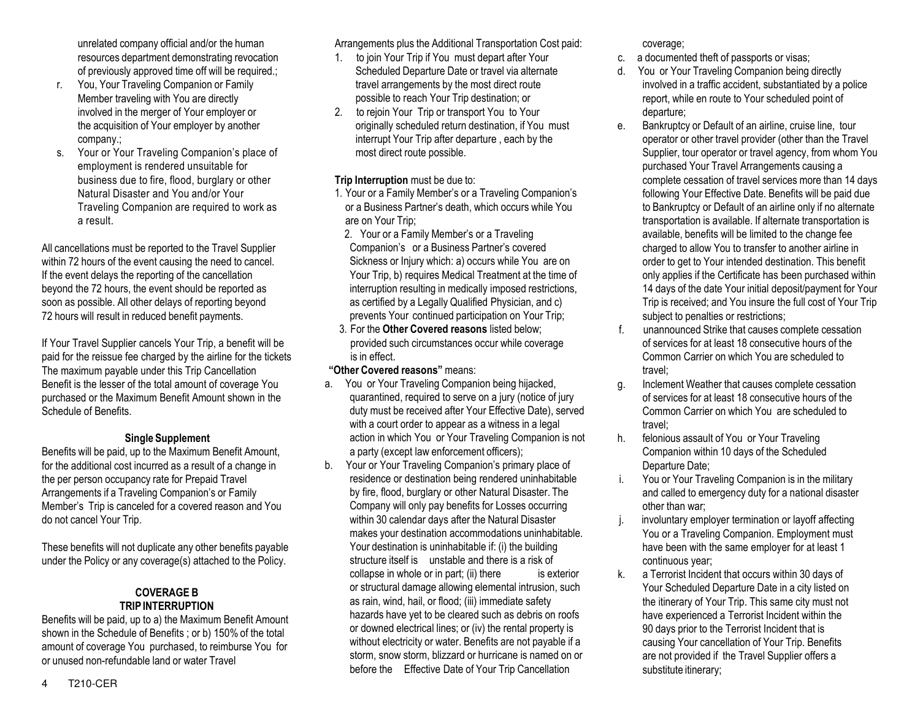unrelated company official and/or the human resources department demonstrating revocation of previously approved time off will be required.;

r. You, Your Traveling Companion or Family Member traveling with You are directly involved in the merger of Your employer or the acquisition of Your employer by another company.;

s. Your or Your Traveling Companion's place of employment is rendered unsuitable for business due to fire, flood, burglary or other Natural Disaster and You and/or Your Traveling Companion are required to work as a result.

All cancellations must be reported to the Travel Supplier within 72 hours of the event causing the need to cancel. If the event delays the reporting of the cancellation beyond the 72 hours, the event should be reported as soon as possible. All other delays of reporting beyond 72 hours will result in reduced benefit payments.

If Your Travel Supplier cancels Your Trip, a benefit will be paid for the reissue fee charged by the airline for the tickets The maximum payable under this Trip Cancellation Benefit is the lesser of the total amount of coverage You purchased or the Maximum Benefit Amount shown in the Schedule of Benefits.

**Single Supplement**

Benefits will be paid, up to the Maximum Benefit Amount, for the additional cost incurred as a result of a change in the per person occupancy rate for Prepaid Travel Arrangements if a Traveling Companion's or Family Member's Trip is canceled for a covered reason and You do not cancel Your Trip.

These benefits will not duplicate any other benefits payable under the Policy or any coverage(s) attached to the Policy.

## COVERAGE B
## TRIP INTERRUPTION

Benefits will be paid, up to a) the Maximum Benefit Amount shown in the Schedule of Benefits ; or b) 150% of the total amount of coverage You purchased, to reimburse You for or unused non-refundable land or water Travel Arrangements plus the Additional Transportation Cost paid:

1. to join Your Trip if You must depart after Your Scheduled Departure Date or travel via alternate travel arrangements by the most direct route possible to reach Your Trip destination; or
2. to rejoin Your Trip or transport You to Your originally scheduled return destination, if You must interrupt Your Trip after departure , each by the most direct route possible.

**Trip Interruption** must be due to:

1. Your or a Family Member's or a Traveling Companion's or a Business Partner's death, which occurs while You are on Your Trip;
2. Your or a Family Member's or a Traveling Companion's or a Business Partner's covered Sickness or Injury which: a) occurs while You are on Your Trip, b) requires Medical Treatment at the time of interruption resulting in medically imposed restrictions, as certified by a Legally Qualified Physician, and c) prevents Your continued participation on Your Trip;
3. For the **Other Covered reasons** listed below; provided such circumstances occur while coverage is in effect.

**"Other Covered reasons"** means:

a. You or Your Traveling Companion being hijacked, quarantined, required to serve on a jury (notice of jury duty must be received after Your Effective Date), served with a court order to appear as a witness in a legal action in which You or Your Traveling Companion is not a party (except law enforcement officers);

b. Your or Your Traveling Companion's primary place of residence or destination being rendered uninhabitable by fire, flood, burglary or other Natural Disaster. The Company will only pay benefits for Losses occurring within 30 calendar days after the Natural Disaster makes your destination accommodations uninhabitable. Your destination is uninhabitable if: (i) the building structure itself is unstable and there is a risk of collapse in whole or in part; (ii) there is exterior or structural damage allowing elemental intrusion, such as rain, wind, hail, or flood; (iii) immediate safety hazards have yet to be cleared such as debris on roofs or downed electrical lines; or (iv) the rental property is without electricity or water. Benefits are not payable if a storm, snow storm, blizzard or hurricane is named on or before the Effective Date of Your Trip Cancellation coverage;

c. a documented theft of passports or visas;

d. You or Your Traveling Companion being directly involved in a traffic accident, substantiated by a police report, while en route to Your scheduled point of departure;

e. Bankruptcy or Default of an airline, cruise line, tour operator or other travel provider (other than the Travel Supplier, tour operator or travel agency, from whom You purchased Your Travel Arrangements causing a complete cessation of travel services more than 14 days following Your Effective Date. Benefits will be paid due to Bankruptcy or Default of an airline only if no alternate transportation is available. If alternate transportation is available, benefits will be limited to the change fee charged to allow You to transfer to another airline in order to get to Your intended destination. This benefit only applies if the Certificate has been purchased within 14 days of the date Your initial deposit/payment for Your Trip is received; and You insure the full cost of Your Trip subject to penalties or restrictions;

f. unannounced Strike that causes complete cessation of services for at least 18 consecutive hours of the Common Carrier on which You are scheduled to travel;

g. Inclement Weather that causes complete cessation of services for at least 18 consecutive hours of the Common Carrier on which You are scheduled to travel;

h. felonious assault of You or Your Traveling Companion within 10 days of the Scheduled Departure Date;

i. You or Your Traveling Companion is in the military and called to emergency duty for a national disaster other than war;

j. involuntary employer termination or layoff affecting You or a Traveling Companion. Employment must have been with the same employer for at least 1 continuous year;

k. a Terrorist Incident that occurs within 30 days of Your Scheduled Departure Date in a city listed on the itinerary of Your Trip. This same city must not have experienced a Terrorist Incident within the 90 days prior to the Terrorist Incident that is causing Your cancellation of Your Trip. Benefits are not provided if the Travel Supplier offers a substitute itinerary;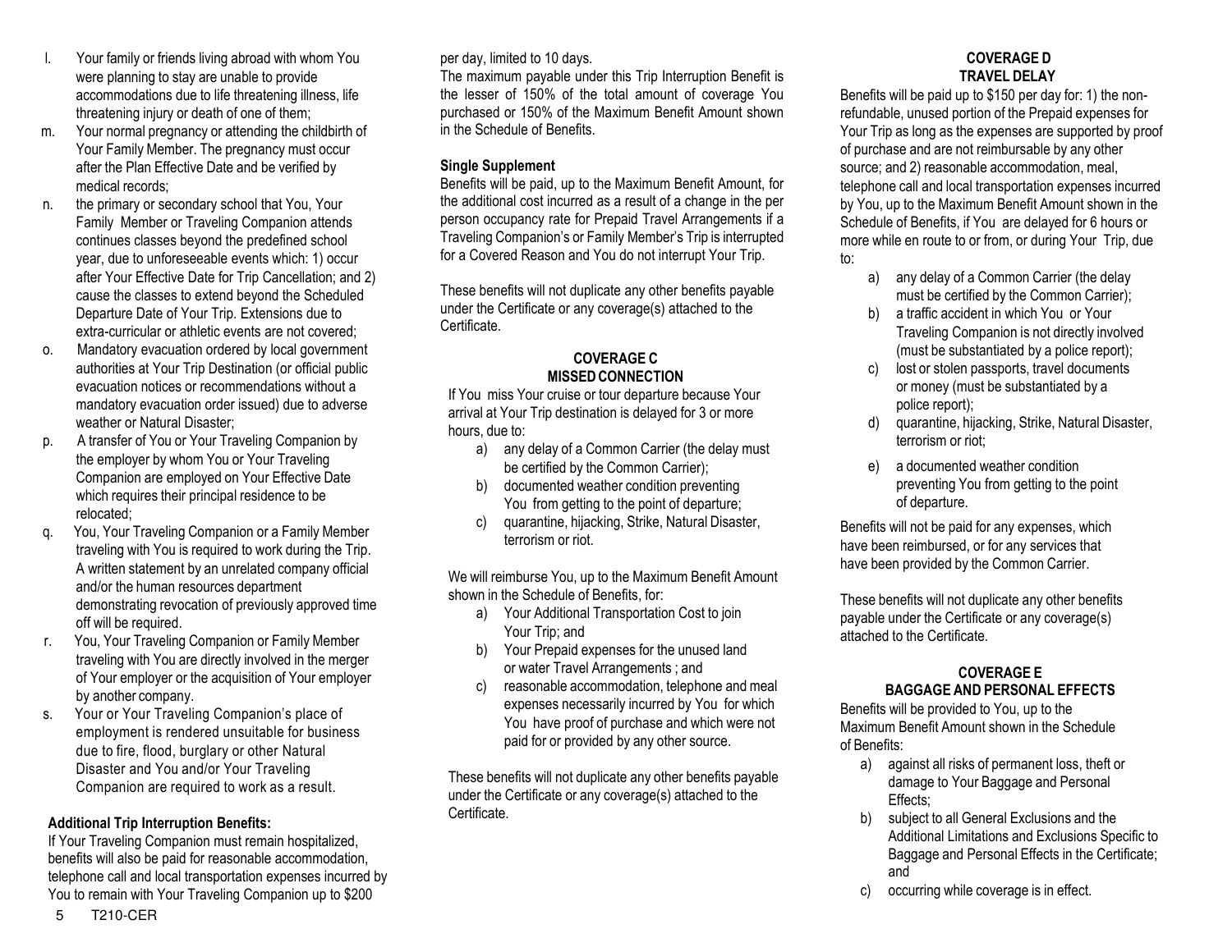l. Your family or friends living abroad with whom You were planning to stay are unable to provide accommodations due to life threatening illness, life threatening injury or death of one of them;

m. Your normal pregnancy or attending the childbirth of Your Family Member. The pregnancy must occur after the Plan Effective Date and be verified by medical records;

n. the primary or secondary school that You, Your Family Member or Traveling Companion attends continues classes beyond the predefined school year, due to unforeseeable events which: 1) occur after Your Effective Date for Trip Cancellation; and 2) cause the classes to extend beyond the Scheduled Departure Date of Your Trip. Extensions due to extra-curricular or athletic events are not covered;

o. Mandatory evacuation ordered by local government authorities at Your Trip Destination (or official public evacuation notices or recommendations without a mandatory evacuation order issued) due to adverse weather or Natural Disaster;

p. A transfer of You or Your Traveling Companion by the employer by whom You or Your Traveling Companion are employed on Your Effective Date which requires their principal residence to be relocated;

q. You, Your Traveling Companion or a Family Member traveling with You is required to work during the Trip. A written statement by an unrelated company official and/or the human resources department demonstrating revocation of previously approved time off will be required.

r. You, Your Traveling Companion or Family Member traveling with You are directly involved in the merger of Your employer or the acquisition of Your employer by another company.

s. Your or Your Traveling Companion's place of employment is rendered unsuitable for business due to fire, flood, burglary or other Natural Disaster and You and/or Your Traveling Companion are required to work as a result.

**Additional Trip Interruption Benefits:**

If Your Traveling Companion must remain hospitalized, benefits will also be paid for reasonable accommodation, telephone call and local transportation expenses incurred by You to remain with Your Traveling Companion up to $200 per day, limited to 10 days.

The maximum payable under this Trip Interruption Benefit is the lesser of 150% of the total amount of coverage You purchased or 150% of the Maximum Benefit Amount shown in the Schedule of Benefits.

**Single Supplement**

Benefits will be paid, up to the Maximum Benefit Amount, for the additional cost incurred as a result of a change in the per person occupancy rate for Prepaid Travel Arrangements if a Traveling Companion's or Family Member's Trip is interrupted for a Covered Reason and You do not interrupt Your Trip.

These benefits will not duplicate any other benefits payable under the Certificate or any coverage(s) attached to the Certificate.

## COVERAGE C
## MISSED CONNECTION

If You miss Your cruise or tour departure because Your arrival at Your Trip destination is delayed for 3 or more hours, due to:

a) any delay of a Common Carrier (the delay must be certified by the Common Carrier);
b) documented weather condition preventing You from getting to the point of departure;
c) quarantine, hijacking, Strike, Natural Disaster, terrorism or riot.

We will reimburse You, up to the Maximum Benefit Amount shown in the Schedule of Benefits, for:

a) Your Additional Transportation Cost to join Your Trip; and
b) Your Prepaid expenses for the unused land or water Travel Arrangements ; and
c) reasonable accommodation, telephone and meal expenses necessarily incurred by You for which You have proof of purchase and which were not paid for or provided by any other source.

These benefits will not duplicate any other benefits payable under the Certificate or any coverage(s) attached to the Certificate.

## COVERAGE D
## TRAVEL DELAY

Benefits will be paid up to $150 per day for: 1) the non-refundable, unused portion of the Prepaid expenses for Your Trip as long as the expenses are supported by proof of purchase and are not reimbursable by any other source; and 2) reasonable accommodation, meal, telephone call and local transportation expenses incurred by You, up to the Maximum Benefit Amount shown in the Schedule of Benefits, if You are delayed for 6 hours or more while en route to or from, or during Your Trip, due to:

a) any delay of a Common Carrier (the delay must be certified by the Common Carrier);
b) a traffic accident in which You or Your Traveling Companion is not directly involved (must be substantiated by a police report);
c) lost or stolen passports, travel documents or money (must be substantiated by a police report);
d) quarantine, hijacking, Strike, Natural Disaster, terrorism or riot;
e) a documented weather condition preventing You from getting to the point of departure.

Benefits will not be paid for any expenses, which have been reimbursed, or for any services that have been provided by the Common Carrier.

These benefits will not duplicate any other benefits payable under the Certificate or any coverage(s) attached to the Certificate.

## COVERAGE E
## BAGGAGE AND PERSONAL EFFECTS

Benefits will be provided to You, up to the Maximum Benefit Amount shown in the Schedule of Benefits:

a) against all risks of permanent loss, theft or damage to Your Baggage and Personal Effects;
b) subject to all General Exclusions and the Additional Limitations and Exclusions Specific to Baggage and Personal Effects in the Certificate; and
c) occurring while coverage is in effect.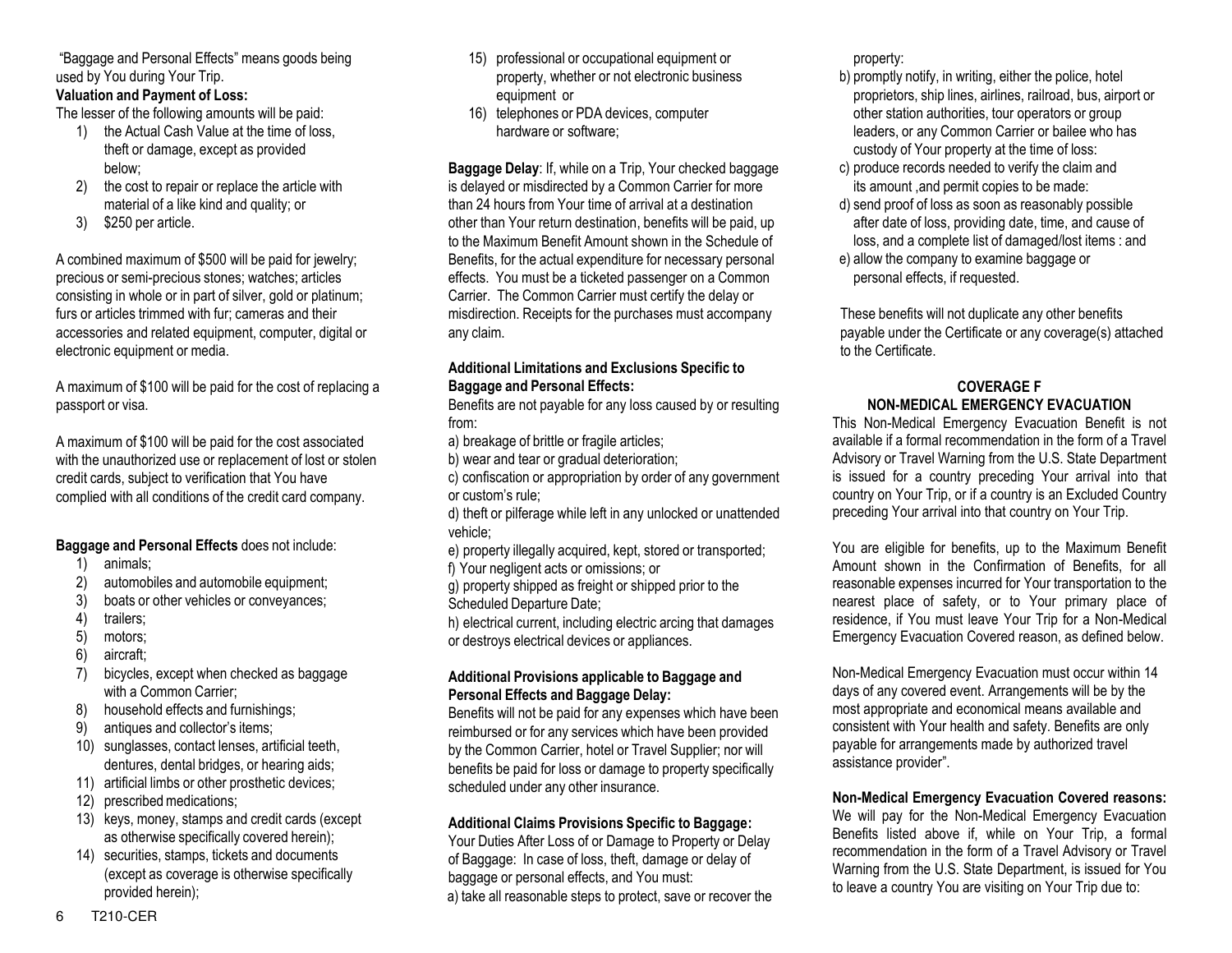"Baggage and Personal Effects" means goods being used by You during Your Trip.

**Valuation and Payment of Loss:**

The lesser of the following amounts will be paid:

1) the Actual Cash Value at the time of loss, theft or damage, except as provided below;
2) the cost to repair or replace the article with material of a like kind and quality; or
3) $250 per article.

A combined maximum of $500 will be paid for jewelry; precious or semi-precious stones; watches; articles consisting in whole or in part of silver, gold or platinum; furs or articles trimmed with fur; cameras and their accessories and related equipment, computer, digital or electronic equipment or media.

A maximum of $100 will be paid for the cost of replacing a passport or visa.

A maximum of $100 will be paid for the cost associated with the unauthorized use or replacement of lost or stolen credit cards, subject to verification that You have complied with all conditions of the credit card company.

**Baggage and Personal Effects** does not include:

1) animals;
2) automobiles and automobile equipment;
3) boats or other vehicles or conveyances;
4) trailers;
5) motors;
6) aircraft;
7) bicycles, except when checked as baggage with a Common Carrier;
8) household effects and furnishings;
9) antiques and collector's items;
10) sunglasses, contact lenses, artificial teeth, dentures, dental bridges, or hearing aids;
11) artificial limbs or other prosthetic devices;
12) prescribed medications;
13) keys, money, stamps and credit cards (except as otherwise specifically covered herein);
14) securities, stamps, tickets and documents (except as coverage is otherwise specifically provided herein);
15) professional or occupational equipment or property, whether or not electronic business equipment or
16) telephones or PDA devices, computer hardware or software;

**Baggage Delay**: If, while on a Trip, Your checked baggage is delayed or misdirected by a Common Carrier for more than 24 hours from Your time of arrival at a destination other than Your return destination, benefits will be paid, up to the Maximum Benefit Amount shown in the Schedule of Benefits, for the actual expenditure for necessary personal effects. You must be a ticketed passenger on a Common Carrier. The Common Carrier must certify the delay or misdirection. Receipts for the purchases must accompany any claim.

**Additional Limitations and Exclusions Specific to Baggage and Personal Effects:**

Benefits are not payable for any loss caused by or resulting from:

a) breakage of brittle or fragile articles;
b) wear and tear or gradual deterioration;
c) confiscation or appropriation by order of any government or custom's rule;
d) theft or pilferage while left in any unlocked or unattended vehicle;
e) property illegally acquired, kept, stored or transported;
f) Your negligent acts or omissions; or
g) property shipped as freight or shipped prior to the Scheduled Departure Date;
h) electrical current, including electric arcing that damages or destroys electrical devices or appliances.

**Additional Provisions applicable to Baggage and Personal Effects and Baggage Delay:**

Benefits will not be paid for any expenses which have been reimbursed or for any services which have been provided by the Common Carrier, hotel or Travel Supplier; nor will benefits be paid for loss or damage to property specifically scheduled under any other insurance.

**Additional Claims Provisions Specific to Baggage:**

Your Duties After Loss of or Damage to Property or Delay of Baggage: In case of loss, theft, damage or delay of baggage or personal effects, and You must:

a) take all reasonable steps to protect, save or recover the property:
b) promptly notify, in writing, either the police, hotel proprietors, ship lines, airlines, railroad, bus, airport or other station authorities, tour operators or group leaders, or any Common Carrier or bailee who has custody of Your property at the time of loss:
c) produce records needed to verify the claim and its amount ,and permit copies to be made:
d) send proof of loss as soon as reasonably possible after date of loss, providing date, time, and cause of loss, and a complete list of damaged/lost items : and
e) allow the company to examine baggage or personal effects, if requested.

These benefits will not duplicate any other benefits payable under the Certificate or any coverage(s) attached to the Certificate.

## COVERAGE F
## NON-MEDICAL EMERGENCY EVACUATION

This Non-Medical Emergency Evacuation Benefit is not available if a formal recommendation in the form of a Travel Advisory or Travel Warning from the U.S. State Department is issued for a country preceding Your arrival into that country on Your Trip, or if a country is an Excluded Country preceding Your arrival into that country on Your Trip.

You are eligible for benefits, up to the Maximum Benefit Amount shown in the Confirmation of Benefits, for all reasonable expenses incurred for Your transportation to the nearest place of safety, or to Your primary place of residence, if You must leave Your Trip for a Non-Medical Emergency Evacuation Covered reason, as defined below.

Non-Medical Emergency Evacuation must occur within 14 days of any covered event. Arrangements will be by the most appropriate and economical means available and consistent with Your health and safety. Benefits are only payable for arrangements made by authorized travel assistance provider".

**Non-Medical Emergency Evacuation Covered reasons:** We will pay for the Non-Medical Emergency Evacuation Benefits listed above if, while on Your Trip, a formal recommendation in the form of a Travel Advisory or Travel Warning from the U.S. State Department, is issued for You to leave a country You are visiting on Your Trip due to: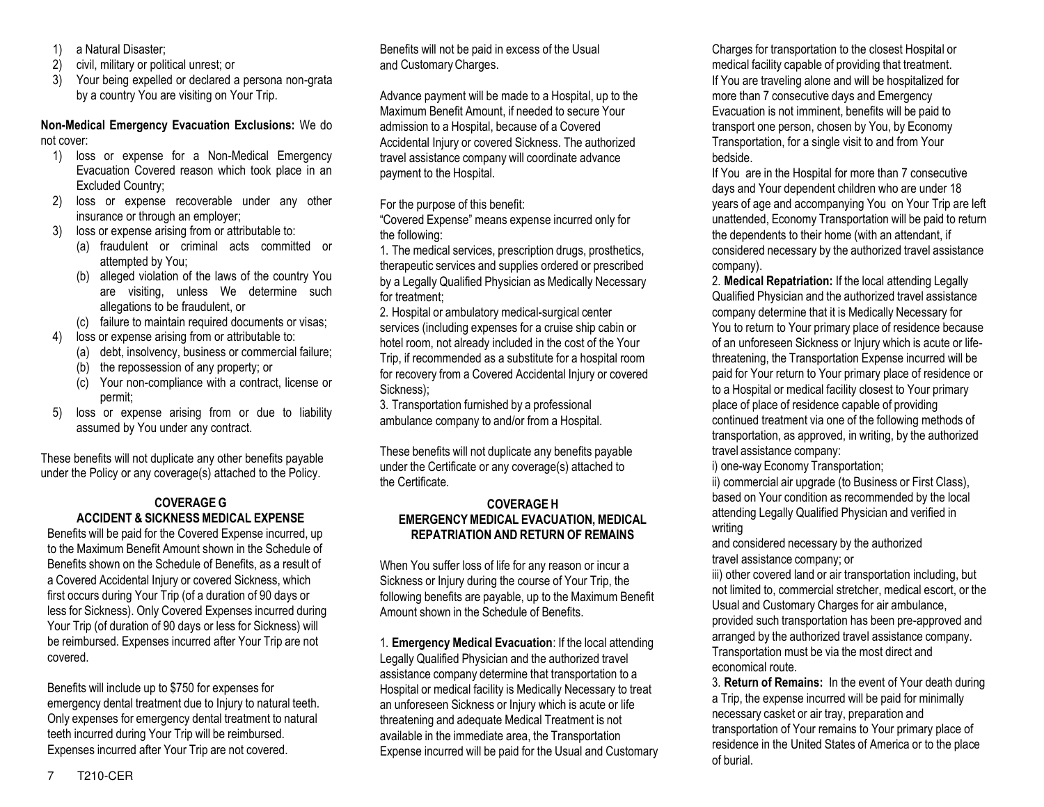1) a Natural Disaster;
2) civil, military or political unrest; or
3) Your being expelled or declared a persona non-grata by a country You are visiting on Your Trip.

**Non-Medical Emergency Evacuation Exclusions:** We do not cover:

1) loss or expense for a Non-Medical Emergency Evacuation Covered reason which took place in an Excluded Country;
2) loss or expense recoverable under any other insurance or through an employer;
3) loss or expense arising from or attributable to:
   (a) fraudulent or criminal acts committed or attempted by You;
   (b) alleged violation of the laws of the country You are visiting, unless We determine such allegations to be fraudulent, or
   (c) failure to maintain required documents or visas;
4) loss or expense arising from or attributable to:
   (a) debt, insolvency, business or commercial failure;
   (b) the repossession of any property; or
   (c) Your non-compliance with a contract, license or permit;
5) loss or expense arising from or due to liability assumed by You under any contract.

These benefits will not duplicate any other benefits payable under the Policy or any coverage(s) attached to the Policy.

## COVERAGE G
## ACCIDENT & SICKNESS MEDICAL EXPENSE

Benefits will be paid for the Covered Expense incurred, up to the Maximum Benefit Amount shown in the Schedule of Benefits shown on the Schedule of Benefits, as a result of a Covered Accidental Injury or covered Sickness, which first occurs during Your Trip (of a duration of 90 days or less for Sickness). Only Covered Expenses incurred during Your Trip (of duration of 90 days or less for Sickness) will be reimbursed. Expenses incurred after Your Trip are not covered.

Benefits will include up to $750 for expenses for emergency dental treatment due to Injury to natural teeth. Only expenses for emergency dental treatment to natural teeth incurred during Your Trip will be reimbursed. Expenses incurred after Your Trip are not covered.

Benefits will not be paid in excess of the Usual and Customary Charges.

Advance payment will be made to a Hospital, up to the Maximum Benefit Amount, if needed to secure Your admission to a Hospital, because of a Covered Accidental Injury or covered Sickness. The authorized travel assistance company will coordinate advance payment to the Hospital.

For the purpose of this benefit:

"Covered Expense" means expense incurred only for the following:

1. The medical services, prescription drugs, prosthetics, therapeutic services and supplies ordered or prescribed by a Legally Qualified Physician as Medically Necessary for treatment;
2. Hospital or ambulatory medical-surgical center services (including expenses for a cruise ship cabin or hotel room, not already included in the cost of the Your Trip, if recommended as a substitute for a hospital room for recovery from a Covered Accidental Injury or covered Sickness);
3. Transportation furnished by a professional ambulance company to and/or from a Hospital.

These benefits will not duplicate any benefits payable under the Certificate or any coverage(s) attached to the Certificate.

## COVERAGE H
## EMERGENCY MEDICAL EVACUATION, MEDICAL REPATRIATION AND RETURN OF REMAINS

When You suffer loss of life for any reason or incur a Sickness or Injury during the course of Your Trip, the following benefits are payable, up to the Maximum Benefit Amount shown in the Schedule of Benefits.

1. **Emergency Medical Evacuation**: If the local attending Legally Qualified Physician and the authorized travel assistance company determine that transportation to a Hospital or medical facility is Medically Necessary to treat an unforeseen Sickness or Injury which is acute or life threatening and adequate Medical Treatment is not available in the immediate area, the Transportation Expense incurred will be paid for the Usual and Customary Charges for transportation to the closest Hospital or medical facility capable of providing that treatment.
If You are traveling alone and will be hospitalized for more than 7 consecutive days and Emergency Evacuation is not imminent, benefits will be paid to transport one person, chosen by You, by Economy Transportation, for a single visit to and from Your bedside.
If You are in the Hospital for more than 7 consecutive days and Your dependent children who are under 18 years of age and accompanying You on Your Trip are left unattended, Economy Transportation will be paid to return the dependents to their home (with an attendant, if considered necessary by the authorized travel assistance company).
2. **Medical Repatriation:** If the local attending Legally Qualified Physician and the authorized travel assistance company determine that it is Medically Necessary for You to return to Your primary place of residence because of an unforeseen Sickness or Injury which is acute or life-threatening, the Transportation Expense incurred will be paid for Your return to Your primary place of residence or to a Hospital or medical facility closest to Your primary place of place of residence capable of providing continued treatment via one of the following methods of transportation, as approved, in writing, by the authorized travel assistance company:
i) one-way Economy Transportation;
ii) commercial air upgrade (to Business or First Class), based on Your condition as recommended by the local attending Legally Qualified Physician and verified in writing
and considered necessary by the authorized travel assistance company; or
iii) other covered land or air transportation including, but not limited to, commercial stretcher, medical escort, or the Usual and Customary Charges for air ambulance, provided such transportation has been pre-approved and arranged by the authorized travel assistance company. Transportation must be via the most direct and economical route.
3. **Return of Remains:** In the event of Your death during a Trip, the expense incurred will be paid for minimally necessary casket or air tray, preparation and transportation of Your remains to Your primary place of residence in the United States of America or to the place of burial.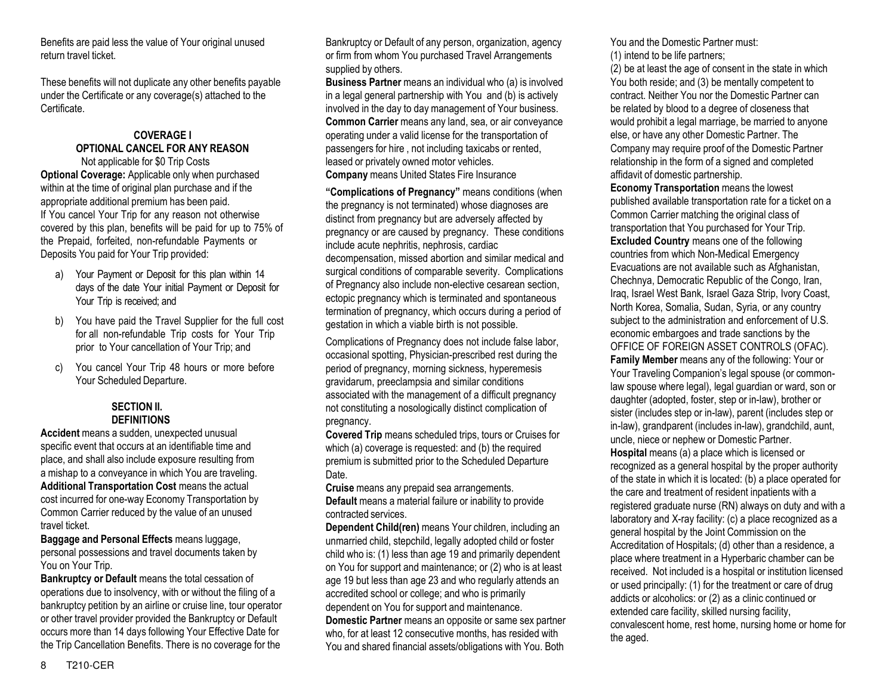Benefits are paid less the value of Your original unused return travel ticket.

These benefits will not duplicate any other benefits payable under the Certificate or any coverage(s) attached to the Certificate.

## COVERAGE I
## OPTIONAL CANCEL FOR ANY REASON

Not applicable for $0 Trip Costs

**Optional Coverage:** Applicable only when purchased within at the time of original plan purchase and if the appropriate additional premium has been paid.
If You cancel Your Trip for any reason not otherwise covered by this plan, benefits will be paid for up to 75% of the Prepaid, forfeited, non-refundable Payments or Deposits You paid for Your Trip provided:

a) Your Payment or Deposit for this plan within 14 days of the date Your initial Payment or Deposit for Your Trip is received; and

b) You have paid the Travel Supplier for the full cost for all non-refundable Trip costs for Your Trip prior to Your cancellation of Your Trip; and

c) You cancel Your Trip 48 hours or more before Your Scheduled Departure.

## SECTION II.
## DEFINITIONS

**Accident** means a sudden, unexpected unusual specific event that occurs at an identifiable time and place, and shall also include exposure resulting from a mishap to a conveyance in which You are traveling.
**Additional Transportation Cost** means the actual cost incurred for one-way Economy Transportation by Common Carrier reduced by the value of an unused travel ticket.
**Baggage and Personal Effects** means luggage, personal possessions and travel documents taken by You on Your Trip.
**Bankruptcy or Default** means the total cessation of operations due to insolvency, with or without the filing of a bankruptcy petition by an airline or cruise line, tour operator or other travel provider provided the Bankruptcy or Default occurs more than 14 days following Your Effective Date for the Trip Cancellation Benefits. There is no coverage for the Bankruptcy or Default of any person, organization, agency or firm from whom You purchased Travel Arrangements supplied by others.
**Business Partner** means an individual who (a) is involved in a legal general partnership with You and (b) is actively involved in the day to day management of Your business.
**Common Carrier** means any land, sea, or air conveyance operating under a valid license for the transportation of passengers for hire , not including taxicabs or rented, leased or privately owned motor vehicles.
**Company** means United States Fire Insurance

**"Complications of Pregnancy"** means conditions (when the pregnancy is not terminated) whose diagnoses are distinct from pregnancy but are adversely affected by pregnancy or are caused by pregnancy. These conditions include acute nephritis, nephrosis, cardiac decompensation, missed abortion and similar medical and surgical conditions of comparable severity. Complications of Pregnancy also include non-elective cesarean section, ectopic pregnancy which is terminated and spontaneous termination of pregnancy, which occurs during a period of gestation in which a viable birth is not possible.

Complications of Pregnancy does not include false labor, occasional spotting, Physician-prescribed rest during the period of pregnancy, morning sickness, hyperemesis gravidarum, preeclampsia and similar conditions associated with the management of a difficult pregnancy not constituting a nosologically distinct complication of pregnancy.
**Covered Trip** means scheduled trips, tours or Cruises for which (a) coverage is requested: and (b) the required premium is submitted prior to the Scheduled Departure Date.
**Cruise** means any prepaid sea arrangements.
**Default** means a material failure or inability to provide contracted services.
**Dependent Child(ren)** means Your children, including an unmarried child, stepchild, legally adopted child or foster child who is: (1) less than age 19 and primarily dependent on You for support and maintenance; or (2) who is at least age 19 but less than age 23 and who regularly attends an accredited school or college; and who is primarily dependent on You for support and maintenance.
**Domestic Partner** means an opposite or same sex partner who, for at least 12 consecutive months, has resided with You and shared financial assets/obligations with You. Both You and the Domestic Partner must:
(1) intend to be life partners;
(2) be at least the age of consent in the state in which You both reside; and (3) be mentally competent to contract. Neither You nor the Domestic Partner can be related by blood to a degree of closeness that would prohibit a legal marriage, be married to anyone else, or have any other Domestic Partner. The Company may require proof of the Domestic Partner relationship in the form of a signed and completed affidavit of domestic partnership.
**Economy Transportation** means the lowest published available transportation rate for a ticket on a Common Carrier matching the original class of transportation that You purchased for Your Trip.
**Excluded Country** means one of the following countries from which Non-Medical Emergency Evacuations are not available such as Afghanistan, Chechnya, Democratic Republic of the Congo, Iran, Iraq, Israel West Bank, Israel Gaza Strip, Ivory Coast, North Korea, Somalia, Sudan, Syria, or any country subject to the administration and enforcement of U.S. economic embargoes and trade sanctions by the OFFICE OF FOREIGN ASSET CONTROLS (OFAC).
**Family Member** means any of the following: Your or Your Traveling Companion's legal spouse (or common-law spouse where legal), legal guardian or ward, son or daughter (adopted, foster, step or in-law), brother or sister (includes step or in-law), parent (includes step or in-law), grandparent (includes in-law), grandchild, aunt, uncle, niece or nephew or Domestic Partner.
**Hospital** means (a) a place which is licensed or recognized as a general hospital by the proper authority of the state in which it is located: (b) a place operated for the care and treatment of resident inpatients with a registered graduate nurse (RN) always on duty and with a laboratory and X-ray facility: (c) a place recognized as a general hospital by the Joint Commission on the Accreditation of Hospitals; (d) other than a residence, a place where treatment in a Hyperbaric chamber can be received. Not included is a hospital or institution licensed or used principally: (1) for the treatment or care of drug addicts or alcoholics: or (2) as a clinic continued or extended care facility, skilled nursing facility, convalescent home, rest home, nursing home or home for the aged.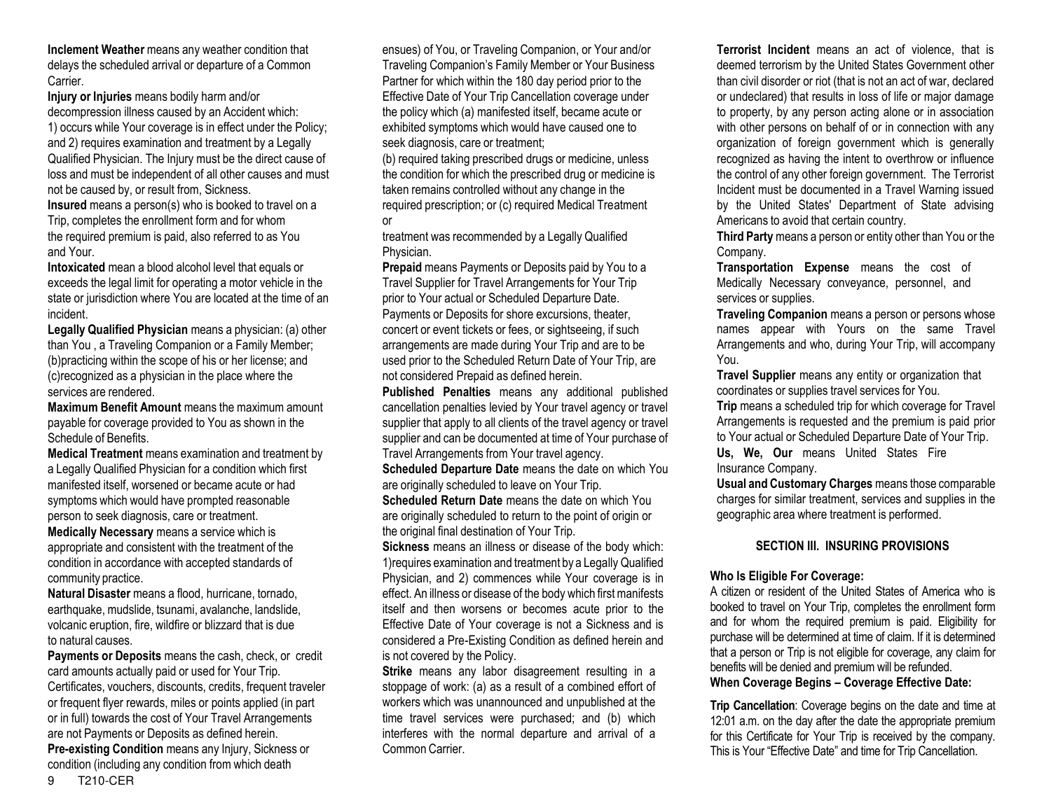**Inclement Weather** means any weather condition that delays the scheduled arrival or departure of a Common Carrier.

**Injury or Injuries** means bodily harm and/or decompression illness caused by an Accident which: 1) occurs while Your coverage is in effect under the Policy; and 2) requires examination and treatment by a Legally Qualified Physician. The Injury must be the direct cause of loss and must be independent of all other causes and must not be caused by, or result from, Sickness.

**Insured** means a person(s) who is booked to travel on a Trip, completes the enrollment form and for whom the required premium is paid, also referred to as You and Your.

**Intoxicated** mean a blood alcohol level that equals or exceeds the legal limit for operating a motor vehicle in the state or jurisdiction where You are located at the time of an incident.

**Legally Qualified Physician** means a physician: (a) other than You , a Traveling Companion or a Family Member; (b)practicing within the scope of his or her license; and (c)recognized as a physician in the place where the services are rendered.

**Maximum Benefit Amount** means the maximum amount payable for coverage provided to You as shown in the Schedule of Benefits.

**Medical Treatment** means examination and treatment by a Legally Qualified Physician for a condition which first manifested itself, worsened or became acute or had symptoms which would have prompted reasonable person to seek diagnosis, care or treatment.

**Medically Necessary** means a service which is appropriate and consistent with the treatment of the condition in accordance with accepted standards of community practice.

**Natural Disaster** means a flood, hurricane, tornado, earthquake, mudslide, tsunami, avalanche, landslide, volcanic eruption, fire, wildfire or blizzard that is due to natural causes.

**Payments or Deposits** means the cash, check, or credit card amounts actually paid or used for Your Trip. Certificates, vouchers, discounts, credits, frequent traveler or frequent flyer rewards, miles or points applied (in part or in full) towards the cost of Your Travel Arrangements are not Payments or Deposits as defined herein.

**Pre-existing Condition** means any Injury, Sickness or condition (including any condition from which death ensues) of You, or Traveling Companion, or Your and/or Traveling Companion's Family Member or Your Business Partner for which within the 180 day period prior to the Effective Date of Your Trip Cancellation coverage under the policy which (a) manifested itself, became acute or exhibited symptoms which would have caused one to seek diagnosis, care or treatment;

(b) required taking prescribed drugs or medicine, unless the condition for which the prescribed drug or medicine is taken remains controlled without any change in the required prescription; or (c) required Medical Treatment or

treatment was recommended by a Legally Qualified Physician.

**Prepaid** means Payments or Deposits paid by You to a Travel Supplier for Travel Arrangements for Your Trip prior to Your actual or Scheduled Departure Date. Payments or Deposits for shore excursions, theater, concert or event tickets or fees, or sightseeing, if such arrangements are made during Your Trip and are to be used prior to the Scheduled Return Date of Your Trip, are not considered Prepaid as defined herein.

**Published Penalties** means any additional published cancellation penalties levied by Your travel agency or travel supplier that apply to all clients of the travel agency or travel supplier and can be documented at time of Your purchase of Travel Arrangements from Your travel agency.

**Scheduled Departure Date** means the date on which You are originally scheduled to leave on Your Trip.

**Scheduled Return Date** means the date on which You are originally scheduled to return to the point of origin or the original final destination of Your Trip.

**Sickness** means an illness or disease of the body which: 1)requires examination and treatment by a Legally Qualified Physician, and 2) commences while Your coverage is in effect. An illness or disease of the body which first manifests itself and then worsens or becomes acute prior to the Effective Date of Your coverage is not a Sickness and is considered a Pre-Existing Condition as defined herein and is not covered by the Policy.

**Strike** means any labor disagreement resulting in a stoppage of work: (a) as a result of a combined effort of workers which was unannounced and unpublished at the time travel services were purchased; and (b) which interferes with the normal departure and arrival of a Common Carrier.

**Terrorist Incident** means an act of violence, that is deemed terrorism by the United States Government other than civil disorder or riot (that is not an act of war, declared or undeclared) that results in loss of life or major damage to property, by any person acting alone or in association with other persons on behalf of or in connection with any organization of foreign government which is generally recognized as having the intent to overthrow or influence the control of any other foreign government. The Terrorist Incident must be documented in a Travel Warning issued by the United States' Department of State advising Americans to avoid that certain country.

**Third Party** means a person or entity other than You or the Company.

**Transportation Expense** means the cost of Medically Necessary conveyance, personnel, and services or supplies.

**Traveling Companion** means a person or persons whose names appear with Yours on the same Travel Arrangements and who, during Your Trip, will accompany You.

**Travel Supplier** means any entity or organization that coordinates or supplies travel services for You.

**Trip** means a scheduled trip for which coverage for Travel Arrangements is requested and the premium is paid prior to Your actual or Scheduled Departure Date of Your Trip.

**Us, We, Our** means United States Fire Insurance Company.

**Usual and Customary Charges** means those comparable charges for similar treatment, services and supplies in the geographic area where treatment is performed.

## SECTION III. INSURING PROVISIONS

**Who Is Eligible For Coverage:**

A citizen or resident of the United States of America who is booked to travel on Your Trip, completes the enrollment form and for whom the required premium is paid. Eligibility for purchase will be determined at time of claim. If it is determined that a person or Trip is not eligible for coverage, any claim for benefits will be denied and premium will be refunded.

**When Coverage Begins – Coverage Effective Date:**

**Trip Cancellation**: Coverage begins on the date and time at 12:01 a.m. on the day after the date the appropriate premium for this Certificate for Your Trip is received by the company. This is Your "Effective Date" and time for Trip Cancellation.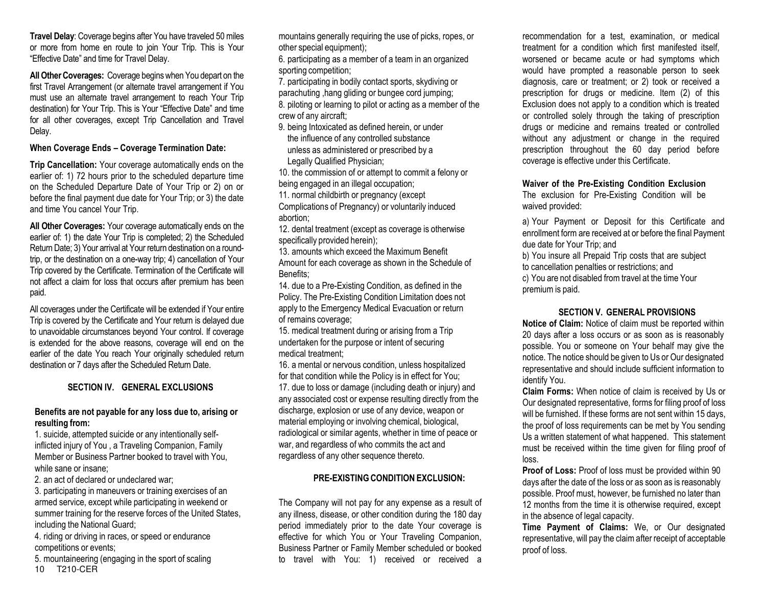**Travel Delay**: Coverage begins after You have traveled 50 miles or more from home en route to join Your Trip. This is Your "Effective Date" and time for Travel Delay.

**All Other Coverages:** Coverage begins when You depart on the first Travel Arrangement (or alternate travel arrangement if You must use an alternate travel arrangement to reach Your Trip destination) for Your Trip. This is Your "Effective Date" and time for all other coverages, except Trip Cancellation and Travel Delay.

**When Coverage Ends – Coverage Termination Date:**

**Trip Cancellation:** Your coverage automatically ends on the earlier of: 1) 72 hours prior to the scheduled departure time on the Scheduled Departure Date of Your Trip or 2) on or before the final payment due date for Your Trip; or 3) the date and time You cancel Your Trip.

**All Other Coverages:** Your coverage automatically ends on the earlier of: 1) the date Your Trip is completed; 2) the Scheduled Return Date; 3) Your arrival at Your return destination on a round-trip, or the destination on a one-way trip; 4) cancellation of Your Trip covered by the Certificate. Termination of the Certificate will not affect a claim for loss that occurs after premium has been paid.

All coverages under the Certificate will be extended if Your entire Trip is covered by the Certificate and Your return is delayed due to unavoidable circumstances beyond Your control. If coverage is extended for the above reasons, coverage will end on the earlier of the date You reach Your originally scheduled return destination or 7 days after the Scheduled Return Date.

## SECTION IV. GENERAL EXCLUSIONS

**Benefits are not payable for any loss due to, arising or resulting from:**

1. suicide, attempted suicide or any intentionally self-inflicted injury of You , a Traveling Companion, Family Member or Business Partner booked to travel with You, while sane or insane;
2. an act of declared or undeclared war;
3. participating in maneuvers or training exercises of an armed service, except while participating in weekend or summer training for the reserve forces of the United States, including the National Guard;
4. riding or driving in races, or speed or endurance competitions or events;
5. mountaineering (engaging in the sport of scaling mountains generally requiring the use of picks, ropes, or other special equipment);
6. participating as a member of a team in an organized sporting competition;
7. participating in bodily contact sports, skydiving or parachuting ,hang gliding or bungee cord jumping;
8. piloting or learning to pilot or acting as a member of the crew of any aircraft;
9. being Intoxicated as defined herein, or under the influence of any controlled substance unless as administered or prescribed by a Legally Qualified Physician;
10. the commission of or attempt to commit a felony or being engaged in an illegal occupation;
11. normal childbirth or pregnancy (except Complications of Pregnancy) or voluntarily induced abortion;
12. dental treatment (except as coverage is otherwise specifically provided herein);
13. amounts which exceed the Maximum Benefit Amount for each coverage as shown in the Schedule of Benefits;
14. due to a Pre-Existing Condition, as defined in the Policy. The Pre-Existing Condition Limitation does not apply to the Emergency Medical Evacuation or return of remains coverage;
15. medical treatment during or arising from a Trip undertaken for the purpose or intent of securing medical treatment;
16. a mental or nervous condition, unless hospitalized for that condition while the Policy is in effect for You;
17. due to loss or damage (including death or injury) and any associated cost or expense resulting directly from the discharge, explosion or use of any device, weapon or material employing or involving chemical, biological, radiological or similar agents, whether in time of peace or war, and regardless of who commits the act and regardless of any other sequence thereto.

### PRE-EXISTING CONDITION EXCLUSION:

The Company will not pay for any expense as a result of any illness, disease, or other condition during the 180 day period immediately prior to the date Your coverage is effective for which You or Your Traveling Companion, Business Partner or Family Member scheduled or booked to travel with You: 1) received or received a recommendation for a test, examination, or medical treatment for a condition which first manifested itself, worsened or became acute or had symptoms which would have prompted a reasonable person to seek diagnosis, care or treatment; or 2) took or received a prescription for drugs or medicine. Item (2) of this Exclusion does not apply to a condition which is treated or controlled solely through the taking of prescription drugs or medicine and remains treated or controlled without any adjustment or change in the required prescription throughout the 60 day period before coverage is effective under this Certificate.

**Waiver of the Pre-Existing Condition Exclusion**

The exclusion for Pre-Existing Condition will be waived provided:

a) Your Payment or Deposit for this Certificate and enrollment form are received at or before the final Payment due date for Your Trip; and
b) You insure all Prepaid Trip costs that are subject to cancellation penalties or restrictions; and
c) You are not disabled from travel at the time Your premium is paid.

## SECTION V. GENERAL PROVISIONS

**Notice of Claim:** Notice of claim must be reported within 20 days after a loss occurs or as soon as is reasonably possible. You or someone on Your behalf may give the notice. The notice should be given to Us or Our designated representative and should include sufficient information to identify You.

**Claim Forms:** When notice of claim is received by Us or Our designated representative, forms for filing proof of loss will be furnished. If these forms are not sent within 15 days, the proof of loss requirements can be met by You sending Us a written statement of what happened. This statement must be received within the time given for filing proof of loss.

**Proof of Loss:** Proof of loss must be provided within 90 days after the date of the loss or as soon as is reasonably possible. Proof must, however, be furnished no later than 12 months from the time it is otherwise required, except in the absence of legal capacity.

**Time Payment of Claims:** We, or Our designated representative, will pay the claim after receipt of acceptable proof of loss.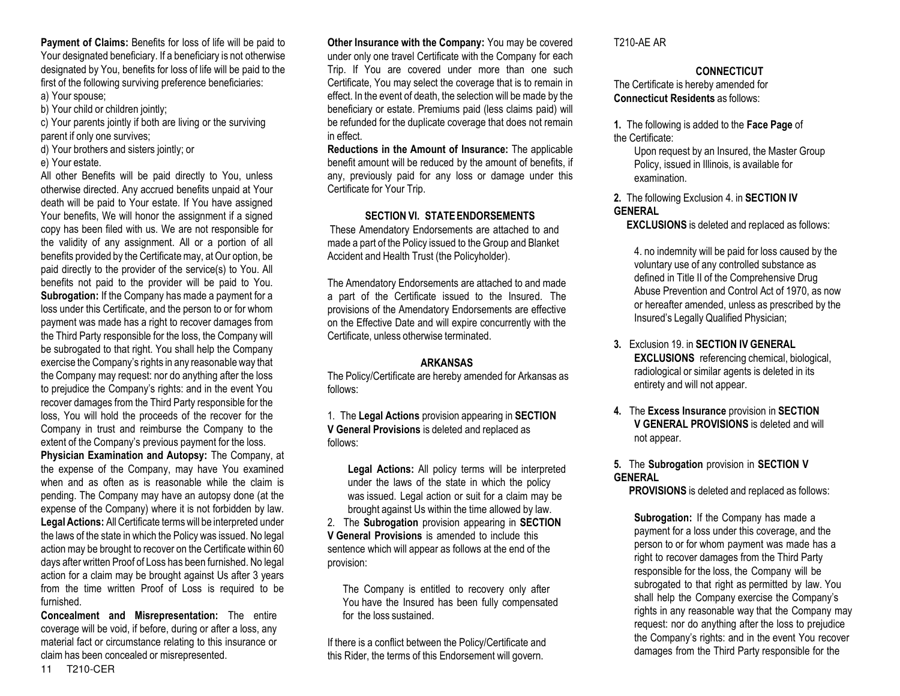**Payment of Claims:** Benefits for loss of life will be paid to Your designated beneficiary. If a beneficiary is not otherwise designated by You, benefits for loss of life will be paid to the first of the following surviving preference beneficiaries:

a) Your spouse;

b) Your child or children jointly;

c) Your parents jointly if both are living or the surviving parent if only one survives;

d) Your brothers and sisters jointly; or

e) Your estate.

All other Benefits will be paid directly to You, unless otherwise directed. Any accrued benefits unpaid at Your death will be paid to Your estate. If You have assigned Your benefits, We will honor the assignment if a signed copy has been filed with us. We are not responsible for the validity of any assignment. All or a portion of all benefits provided by the Certificate may, at Our option, be paid directly to the provider of the service(s) to You. All benefits not paid to the provider will be paid to You.

**Subrogation:** If the Company has made a payment for a loss under this Certificate, and the person to or for whom payment was made has a right to recover damages from the Third Party responsible for the loss, the Company will be subrogated to that right. You shall help the Company exercise the Company's rights in any reasonable way that the Company may request: nor do anything after the loss to prejudice the Company's rights: and in the event You recover damages from the Third Party responsible for the loss, You will hold the proceeds of the recover for the Company in trust and reimburse the Company to the extent of the Company's previous payment for the loss.

**Physician Examination and Autopsy:** The Company, at the expense of the Company, may have You examined when and as often as is reasonable while the claim is pending. The Company may have an autopsy done (at the expense of the Company) where it is not forbidden by law.

**Legal Actions:** All Certificate terms will be interpreted under the laws of the state in which the Policy was issued. No legal action may be brought to recover on the Certificate within 60 days after written Proof of Loss has been furnished. No legal action for a claim may be brought against Us after 3 years from the time written Proof of Loss is required to be furnished.

**Concealment and Misrepresentation:** The entire coverage will be void, if before, during or after a loss, any material fact or circumstance relating to this insurance or claim has been concealed or misrepresented.

**Other Insurance with the Company:** You may be covered under only one travel Certificate with the Company for each Trip. If You are covered under more than one such Certificate, You may select the coverage that is to remain in effect. In the event of death, the selection will be made by the beneficiary or estate. Premiums paid (less claims paid) will be refunded for the duplicate coverage that does not remain in effect.

**Reductions in the Amount of Insurance:** The applicable benefit amount will be reduced by the amount of benefits, if any, previously paid for any loss or damage under this Certificate for Your Trip.

## SECTION VI. STATE ENDORSEMENTS

These Amendatory Endorsements are attached to and made a part of the Policy issued to the Group and Blanket Accident and Health Trust (the Policyholder).

The Amendatory Endorsements are attached to and made a part of the Certificate issued to the Insured. The provisions of the Amendatory Endorsements are effective on the Effective Date and will expire concurrently with the Certificate, unless otherwise terminated.

### ARKANSAS

The Policy/Certificate are hereby amended for Arkansas as follows:

1. The **Legal Actions** provision appearing in **SECTION V General Provisions** is deleted and replaced as follows:

   **Legal Actions:** All policy terms will be interpreted under the laws of the state in which the policy was issued. Legal action or suit for a claim may be brought against Us within the time allowed by law.

2. The **Subrogation** provision appearing in **SECTION V General Provisions** is amended to include this sentence which will appear as follows at the end of the provision:

   The Company is entitled to recovery only after You have the Insured has been fully compensated for the loss sustained.

If there is a conflict between the Policy/Certificate and this Rider, the terms of this Endorsement will govern.

T210-AE AR

### CONNECTICUT

The Certificate is hereby amended for **Connecticut Residents** as follows:

1. The following is added to the **Face Page** of the Certificate:

   Upon request by an Insured, the Master Group Policy, issued in Illinois, is available for examination.

2. The following Exclusion 4. in **SECTION IV GENERAL EXCLUSIONS** is deleted and replaced as follows:

   4. no indemnity will be paid for loss caused by the voluntary use of any controlled substance as defined in Title II of the Comprehensive Drug Abuse Prevention and Control Act of 1970, as now or hereafter amended, unless as prescribed by the Insured's Legally Qualified Physician;

3. Exclusion 19. in **SECTION IV GENERAL EXCLUSIONS** referencing chemical, biological, radiological or similar agents is deleted in its entirety and will not appear.

4. The **Excess Insurance** provision in **SECTION V GENERAL PROVISIONS** is deleted and will not appear.

5. The **Subrogation** provision in **SECTION V GENERAL PROVISIONS** is deleted and replaced as follows:

   **Subrogation:** If the Company has made a payment for a loss under this coverage, and the person to or for whom payment was made has a right to recover damages from the Third Party responsible for the loss, the Company will be subrogated to that right as permitted by law. You shall help the Company exercise the Company's rights in any reasonable way that the Company may request: nor do anything after the loss to prejudice the Company's rights: and in the event You recover damages from the Third Party responsible for the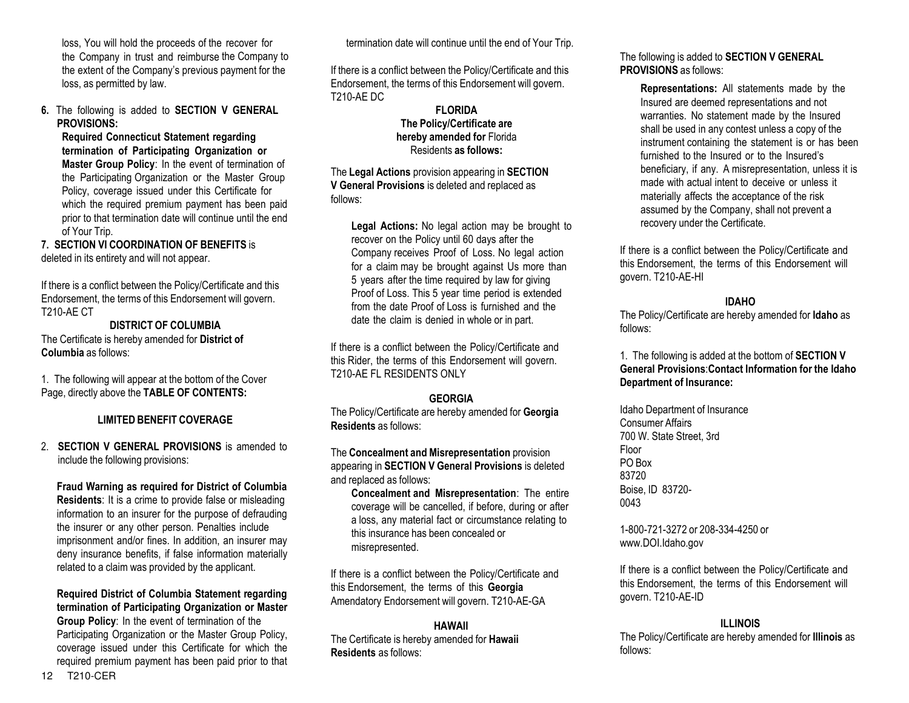loss, You will hold the proceeds of the recover for the Company in trust and reimburse the Company to the extent of the Company's previous payment for the loss, as permitted by law.

6. The following is added to **SECTION V GENERAL PROVISIONS:**

   **Required Connecticut Statement regarding termination of Participating Organization or Master Group Policy**: In the event of termination of the Participating Organization or the Master Group Policy, coverage issued under this Certificate for which the required premium payment has been paid prior to that termination date will continue until the end of Your Trip.

7. **SECTION VI COORDINATION OF BENEFITS** is deleted in its entirety and will not appear.

If there is a conflict between the Policy/Certificate and this Endorsement, the terms of this Endorsement will govern. T210-AE CT

**DISTRICT OF COLUMBIA**

The Certificate is hereby amended for **District of Columbia** as follows:

1. The following will appear at the bottom of the Cover Page, directly above the **TABLE OF CONTENTS:**

   **LIMITED BENEFIT COVERAGE**

2. **SECTION V GENERAL PROVISIONS** is amended to include the following provisions:

   **Fraud Warning as required for District of Columbia Residents**: It is a crime to provide false or misleading information to an insurer for the purpose of defrauding the insurer or any other person. Penalties include imprisonment and/or fines. In addition, an insurer may deny insurance benefits, if false information materially related to a claim was provided by the applicant.

   **Required District of Columbia Statement regarding termination of Participating Organization or Master Group Policy**: In the event of termination of the Participating Organization or the Master Group Policy, coverage issued under this Certificate for which the required premium payment has been paid prior to that termination date will continue until the end of Your Trip.

If there is a conflict between the Policy/Certificate and this Endorsement, the terms of this Endorsement will govern. T210-AE DC

**FLORIDA**
**The Policy/Certificate are hereby amended for** Florida Residents **as follows:**

The **Legal Actions** provision appearing in **SECTION V General Provisions** is deleted and replaced as follows:

**Legal Actions:** No legal action may be brought to recover on the Policy until 60 days after the Company receives Proof of Loss. No legal action for a claim may be brought against Us more than 5 years after the time required by law for giving Proof of Loss. This 5 year time period is extended from the date Proof of Loss is furnished and the date the claim is denied in whole or in part.

If there is a conflict between the Policy/Certificate and this Rider, the terms of this Endorsement will govern. T210-AE FL RESIDENTS ONLY

**GEORGIA**

The Policy/Certificate are hereby amended for **Georgia Residents** as follows:

The **Concealment and Misrepresentation** provision appearing in **SECTION V General Provisions** is deleted and replaced as follows:

**Concealment and Misrepresentation**: The entire coverage will be cancelled, if before, during or after a loss, any material fact or circumstance relating to this insurance has been concealed or misrepresented.

If there is a conflict between the Policy/Certificate and this Endorsement, the terms of this **Georgia** Amendatory Endorsement will govern. T210-AE-GA

**HAWAII**

The Certificate is hereby amended for **Hawaii Residents** as follows:

The following is added to **SECTION V GENERAL PROVISIONS** as follows:

**Representations:** All statements made by the Insured are deemed representations and not warranties. No statement made by the Insured shall be used in any contest unless a copy of the instrument containing the statement is or has been furnished to the Insured or to the Insured's beneficiary, if any. A misrepresentation, unless it is made with actual intent to deceive or unless it materially affects the acceptance of the risk assumed by the Company, shall not prevent a recovery under the Certificate.

If there is a conflict between the Policy/Certificate and this Endorsement, the terms of this Endorsement will govern. T210-AE-HI

**IDAHO**

The Policy/Certificate are hereby amended for **Idaho** as follows:

1. The following is added at the bottom of **SECTION V General Provisions**:**Contact Information for the Idaho Department of Insurance:**

Idaho Department of Insurance
Consumer Affairs
700 W. State Street, 3rd Floor
PO Box 83720
Boise, ID 83720-0043

1-800-721-3272 or 208-334-4250 or www.DOI.Idaho.gov

If there is a conflict between the Policy/Certificate and this Endorsement, the terms of this Endorsement will govern. T210-AE-ID

**ILLINOIS**

The Policy/Certificate are hereby amended for **Illinois** as follows: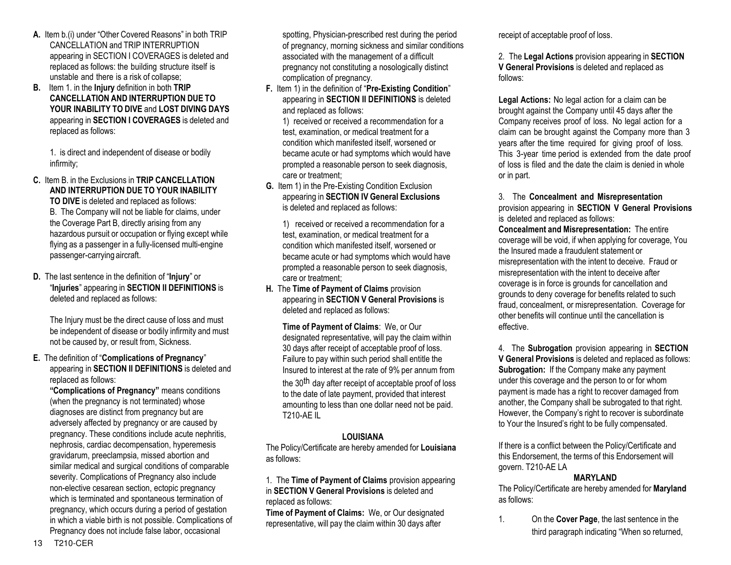**A.** Item b.(i) under "Other Covered Reasons" in both TRIP CANCELLATION and TRIP INTERRUPTION appearing in SECTION I COVERAGES is deleted and replaced as follows: the building structure itself is unstable and there is a risk of collapse;

**B.** Item 1. in the **Injury** definition in both **TRIP CANCELLATION AND INTERRUPTION DUE TO YOUR INABILITY TO DIVE** and **LOST DIVING DAYS** appearing in **SECTION I COVERAGES** is deleted and replaced as follows:

1. is direct and independent of disease or bodily infirmity;

**C.** Item B. in the Exclusions in **TRIP CANCELLATION AND INTERRUPTION DUE TO YOUR INABILITY TO DIVE** is deleted and replaced as follows:
B. The Company will not be liable for claims, under the Coverage Part B, directly arising from any hazardous pursuit or occupation or flying except while flying as a passenger in a fully-licensed multi-engine passenger-carrying aircraft.

**D.** The last sentence in the definition of "**Injury**" or "**Injuries**" appearing in **SECTION II DEFINITIONS** is deleted and replaced as follows:

The Injury must be the direct cause of loss and must be independent of disease or bodily infirmity and must not be caused by, or result from, Sickness.

**E.** The definition of "**Complications of Pregnancy**" appearing in **SECTION II DEFINITIONS** is deleted and replaced as follows:
**"Complications of Pregnancy"** means conditions (when the pregnancy is not terminated) whose diagnoses are distinct from pregnancy but are adversely affected by pregnancy or are caused by pregnancy. These conditions include acute nephritis, nephrosis, cardiac decompensation, hyperemesis gravidarum, preeclampsia, missed abortion and similar medical and surgical conditions of comparable severity. Complications of Pregnancy also include non-elective cesarean section, ectopic pregnancy which is terminated and spontaneous termination of pregnancy, which occurs during a period of gestation in which a viable birth is not possible. Complications of Pregnancy does not include false labor, occasional spotting, Physician-prescribed rest during the period of pregnancy, morning sickness and similar conditions associated with the management of a difficult pregnancy not constituting a nosologically distinct complication of pregnancy.

**F.** Item 1) in the definition of "**Pre-Existing Condition**" appearing in **SECTION II DEFINITIONS** is deleted and replaced as follows:
1) received or received a recommendation for a test, examination, or medical treatment for a condition which manifested itself, worsened or became acute or had symptoms which would have prompted a reasonable person to seek diagnosis, care or treatment;

**G.** Item 1) in the Pre-Existing Condition Exclusion appearing in **SECTION IV General Exclusions** is deleted and replaced as follows:

1) received or received a recommendation for a test, examination, or medical treatment for a condition which manifested itself, worsened or became acute or had symptoms which would have prompted a reasonable person to seek diagnosis, care or treatment;

**H.** The **Time of Payment of Claims** provision appearing in **SECTION V General Provisions** is deleted and replaced as follows:

**Time of Payment of Claims**: We, or Our designated representative, will pay the claim within 30 days after receipt of acceptable proof of loss. Failure to pay within such period shall entitle the Insured to interest at the rate of 9% per annum from the 30th day after receipt of acceptable proof of loss to the date of late payment, provided that interest amounting to less than one dollar need not be paid. T210-AE IL

**LOUISIANA**

The Policy/Certificate are hereby amended for **Louisiana** as follows:

1. The **Time of Payment of Claims** provision appearing in **SECTION V General Provisions** is deleted and replaced as follows:
**Time of Payment of Claims:** We, or Our designated representative, will pay the claim within 30 days after receipt of acceptable proof of loss.

2. The **Legal Actions** provision appearing in **SECTION V General Provisions** is deleted and replaced as follows:

**Legal Actions:** No legal action for a claim can be brought against the Company until 45 days after the Company receives proof of loss. No legal action for a claim can be brought against the Company more than 3 years after the time required for giving proof of loss. This 3-year time period is extended from the date proof of loss is filed and the date the claim is denied in whole or in part.

3. The **Concealment and Misrepresentation** provision appearing in **SECTION V General Provisions** is deleted and replaced as follows:
**Concealment and Misrepresentation:** The entire coverage will be void, if when applying for coverage, You the Insured made a fraudulent statement or misrepresentation with the intent to deceive. Fraud or misrepresentation with the intent to deceive after coverage is in force is grounds for cancellation and grounds to deny coverage for benefits related to such fraud, concealment, or misrepresentation. Coverage for other benefits will continue until the cancellation is effective.

4. The **Subrogation** provision appearing in **SECTION V General Provisions** is deleted and replaced as follows:
**Subrogation:** If the Company make any payment under this coverage and the person to or for whom payment is made has a right to recover damaged from another, the Company shall be subrogated to that right. However, the Company's right to recover is subordinate to Your the Insured's right to be fully compensated.

If there is a conflict between the Policy/Certificate and this Endorsement, the terms of this Endorsement will govern. T210-AE LA

**MARYLAND**

The Policy/Certificate are hereby amended for **Maryland** as follows:

1. On the **Cover Page**, the last sentence in the third paragraph indicating "When so returned,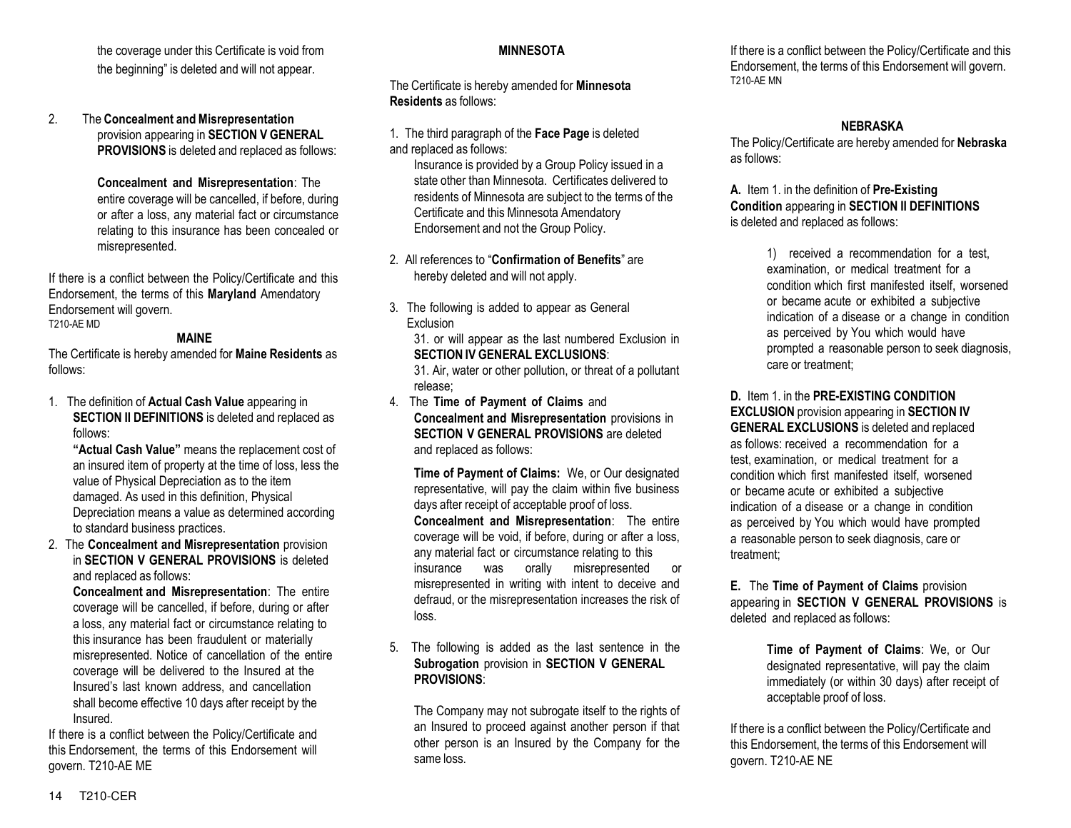the coverage under this Certificate is void from the beginning" is deleted and will not appear.

2. The **Concealment and Misrepresentation** provision appearing in **SECTION V GENERAL PROVISIONS** is deleted and replaced as follows:

   **Concealment and Misrepresentation**: The entire coverage will be cancelled, if before, during or after a loss, any material fact or circumstance relating to this insurance has been concealed or misrepresented.

If there is a conflict between the Policy/Certificate and this Endorsement, the terms of this **Maryland** Amendatory Endorsement will govern.
T210-AE MD

**MAINE**

The Certificate is hereby amended for **Maine Residents** as follows:

1. The definition of **Actual Cash Value** appearing in **SECTION II DEFINITIONS** is deleted and replaced as follows:

   **"Actual Cash Value"** means the replacement cost of an insured item of property at the time of loss, less the value of Physical Depreciation as to the item damaged. As used in this definition, Physical Depreciation means a value as determined according to standard business practices.

2. The **Concealment and Misrepresentation** provision in **SECTION V GENERAL PROVISIONS** is deleted and replaced as follows:

   **Concealment and Misrepresentation**: The entire coverage will be cancelled, if before, during or after a loss, any material fact or circumstance relating to this insurance has been fraudulent or materially misrepresented. Notice of cancellation of the entire coverage will be delivered to the Insured at the Insured's last known address, and cancellation shall become effective 10 days after receipt by the Insured.

If there is a conflict between the Policy/Certificate and this Endorsement, the terms of this Endorsement will govern. T210-AE ME

**MINNESOTA**

The Certificate is hereby amended for **Minnesota Residents** as follows:

1. The third paragraph of the **Face Page** is deleted and replaced as follows:

   Insurance is provided by a Group Policy issued in a state other than Minnesota. Certificates delivered to residents of Minnesota are subject to the terms of the Certificate and this Minnesota Amendatory Endorsement and not the Group Policy.

2. All references to "**Confirmation of Benefits**" are hereby deleted and will not apply.

3. The following is added to appear as General Exclusion

   31. or will appear as the last numbered Exclusion in **SECTION IV GENERAL EXCLUSIONS**:

   31. Air, water or other pollution, or threat of a pollutant release;

4. The **Time of Payment of Claims** and **Concealment and Misrepresentation** provisions in **SECTION V GENERAL PROVISIONS** are deleted and replaced as follows:

   **Time of Payment of Claims:** We, or Our designated representative, will pay the claim within five business days after receipt of acceptable proof of loss.

   **Concealment and Misrepresentation**: The entire coverage will be void, if before, during or after a loss, any material fact or circumstance relating to this insurance was orally misrepresented or misrepresented in writing with intent to deceive and defraud, or the misrepresentation increases the risk of loss.

5. The following is added as the last sentence in the **Subrogation** provision in **SECTION V GENERAL PROVISIONS**:

   The Company may not subrogate itself to the rights of an Insured to proceed against another person if that other person is an Insured by the Company for the same loss.

If there is a conflict between the Policy/Certificate and this Endorsement, the terms of this Endorsement will govern.
T210-AE MN

**NEBRASKA**

The Policy/Certificate are hereby amended for **Nebraska** as follows:

**A.** Item 1. in the definition of **Pre-Existing Condition** appearing in **SECTION II DEFINITIONS** is deleted and replaced as follows:

> 1) received a recommendation for a test, examination, or medical treatment for a condition which first manifested itself, worsened or became acute or exhibited a subjective indication of a disease or a change in condition as perceived by You which would have prompted a reasonable person to seek diagnosis, care or treatment;

**D.** Item 1. in the **PRE-EXISTING CONDITION EXCLUSION** provision appearing in **SECTION IV GENERAL EXCLUSIONS** is deleted and replaced as follows: received a recommendation for a test, examination, or medical treatment for a condition which first manifested itself, worsened or became acute or exhibited a subjective indication of a disease or a change in condition as perceived by You which would have prompted a reasonable person to seek diagnosis, care or treatment;

**E.** The **Time of Payment of Claims** provision appearing in **SECTION V GENERAL PROVISIONS** is deleted and replaced as follows:

> **Time of Payment of Claims**: We, or Our designated representative, will pay the claim immediately (or within 30 days) after receipt of acceptable proof of loss.

If there is a conflict between the Policy/Certificate and this Endorsement, the terms of this Endorsement will govern. T210-AE NE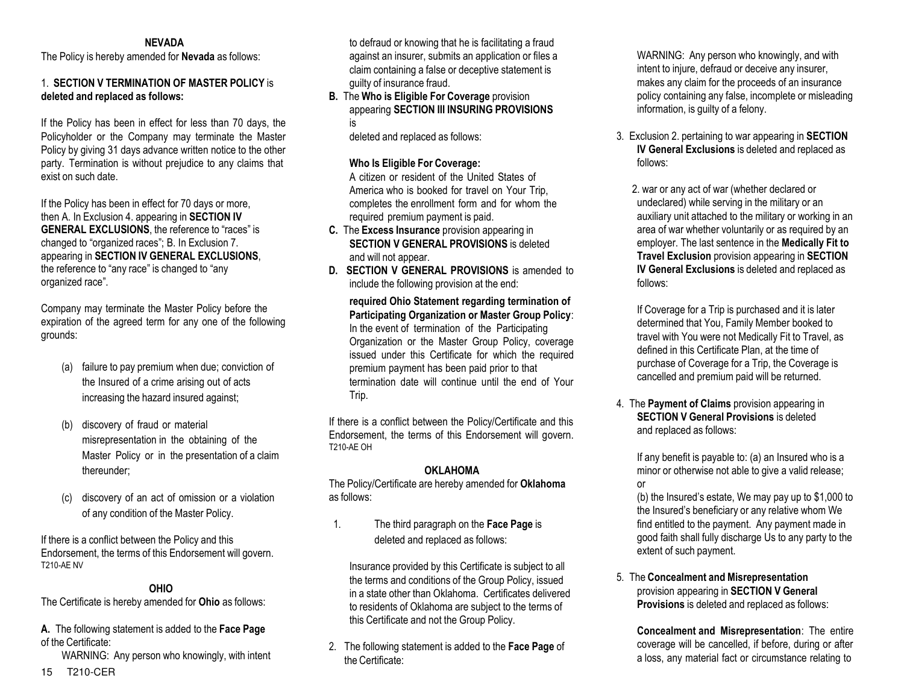## NEVADA

The Policy is hereby amended for **Nevada** as follows:

1. **SECTION V TERMINATION OF MASTER POLICY** is **deleted and replaced as follows:**

If the Policy has been in effect for less than 70 days, the Policyholder or the Company may terminate the Master Policy by giving 31 days advance written notice to the other party. Termination is without prejudice to any claims that exist on such date.

If the Policy has been in effect for 70 days or more, then A. In Exclusion 4. appearing in **SECTION IV GENERAL EXCLUSIONS**, the reference to "races" is changed to "organized races"; B. In Exclusion 7. appearing in **SECTION IV GENERAL EXCLUSIONS**, the reference to "any race" is changed to "any organized race".

Company may terminate the Master Policy before the expiration of the agreed term for any one of the following grounds:

(a) failure to pay premium when due; conviction of the Insured of a crime arising out of acts increasing the hazard insured against;

(b) discovery of fraud or material misrepresentation in the obtaining of the Master Policy or in the presentation of a claim thereunder;

(c) discovery of an act of omission or a violation of any condition of the Master Policy.

If there is a conflict between the Policy and this Endorsement, the terms of this Endorsement will govern.
T210-AE NV

## OHIO

The Certificate is hereby amended for **Ohio** as follows:

**A.** The following statement is added to the **Face Page** of the Certificate:

WARNING: Any person who knowingly, with intent to defraud or knowing that he is facilitating a fraud against an insurer, submits an application or files a claim containing a false or deceptive statement is guilty of insurance fraud.

**B.** The **Who is Eligible For Coverage** provision appearing **SECTION III INSURING PROVISIONS** is deleted and replaced as follows:

**Who Is Eligible For Coverage:**
A citizen or resident of the United States of America who is booked for travel on Your Trip, completes the enrollment form and for whom the required premium payment is paid.

**C.** The **Excess Insurance** provision appearing in **SECTION V GENERAL PROVISIONS** is deleted and will not appear.

**D. SECTION V GENERAL PROVISIONS** is amended to include the following provision at the end:

**required Ohio Statement regarding termination of Participating Organization or Master Group Policy**: In the event of termination of the Participating Organization or the Master Group Policy, coverage issued under this Certificate for which the required premium payment has been paid prior to that termination date will continue until the end of Your Trip.

If there is a conflict between the Policy/Certificate and this Endorsement, the terms of this Endorsement will govern.
T210-AE OH

## OKLAHOMA

The Policy/Certificate are hereby amended for **Oklahoma** as follows:

1. The third paragraph on the **Face Page** is deleted and replaced as follows:

   Insurance provided by this Certificate is subject to all the terms and conditions of the Group Policy, issued in a state other than Oklahoma. Certificates delivered to residents of Oklahoma are subject to the terms of this Certificate and not the Group Policy.

2. The following statement is added to the **Face Page** of the Certificate:

   WARNING: Any person who knowingly, and with intent to injure, defraud or deceive any insurer, makes any claim for the proceeds of an insurance policy containing any false, incomplete or misleading information, is guilty of a felony.

3. Exclusion 2. pertaining to war appearing in **SECTION IV General Exclusions** is deleted and replaced as follows:

   2. war or any act of war (whether declared or undeclared) while serving in the military or an auxiliary unit attached to the military or working in an area of war whether voluntarily or as required by an employer. The last sentence in the **Medically Fit to Travel Exclusion** provision appearing in **SECTION IV General Exclusions** is deleted and replaced as follows:

   If Coverage for a Trip is purchased and it is later determined that You, Family Member booked to travel with You were not Medically Fit to Travel, as defined in this Certificate Plan, at the time of purchase of Coverage for a Trip, the Coverage is cancelled and premium paid will be returned.

4. The **Payment of Claims** provision appearing in **SECTION V General Provisions** is deleted and replaced as follows:

   If any benefit is payable to: (a) an Insured who is a minor or otherwise not able to give a valid release; or
   (b) the Insured's estate, We may pay up to $1,000 to the Insured's beneficiary or any relative whom We find entitled to the payment. Any payment made in good faith shall fully discharge Us to any party to the extent of such payment.

5. The **Concealment and Misrepresentation** provision appearing in **SECTION V General Provisions** is deleted and replaced as follows:

   **Concealment and Misrepresentation**: The entire coverage will be cancelled, if before, during or after a loss, any material fact or circumstance relating to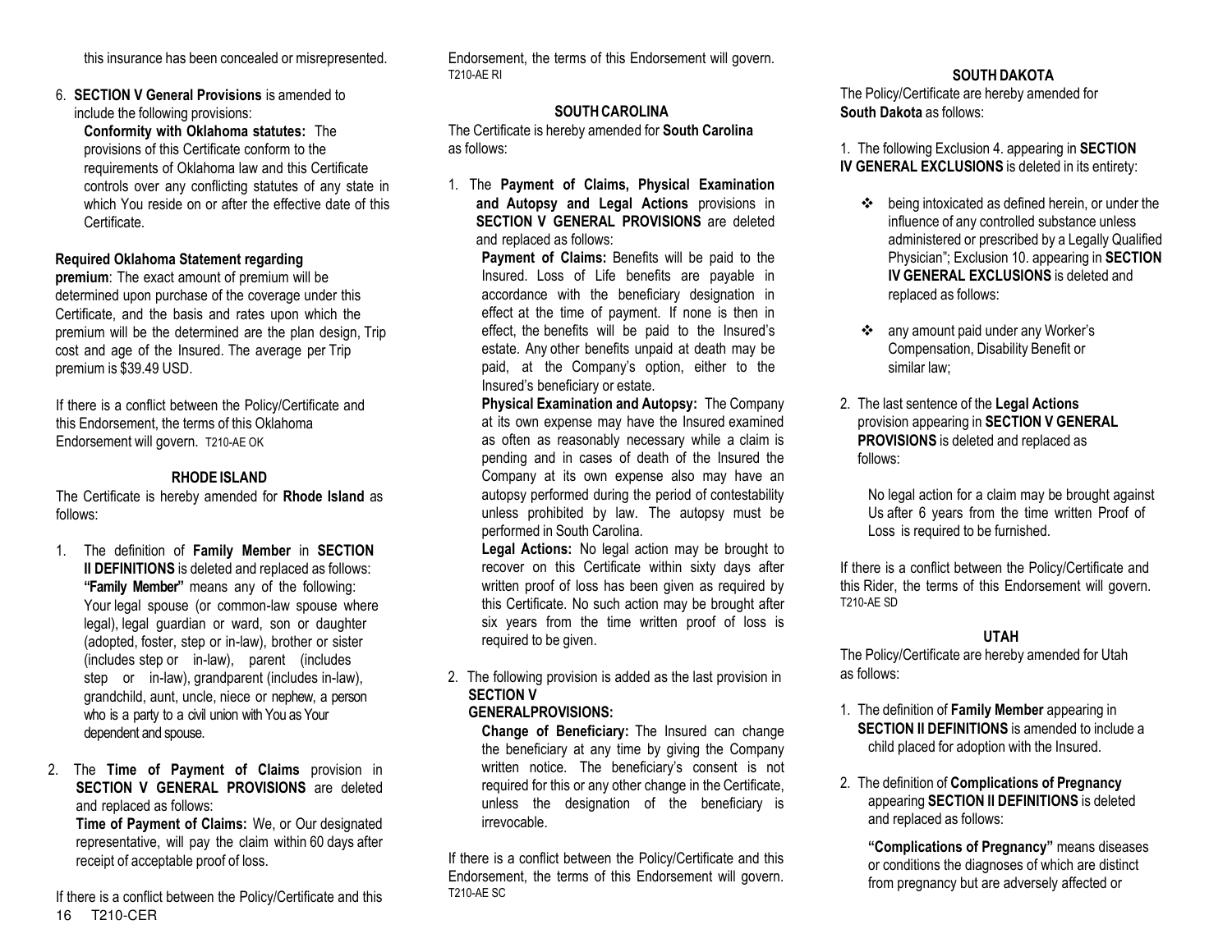this insurance has been concealed or misrepresented.

6. **SECTION V General Provisions** is amended to include the following provisions:

   **Conformity with Oklahoma statutes:** The provisions of this Certificate conform to the requirements of Oklahoma law and this Certificate controls over any conflicting statutes of any state in which You reside on or after the effective date of this Certificate.

**Required Oklahoma Statement regarding premium**: The exact amount of premium will be determined upon purchase of the coverage under this Certificate, and the basis and rates upon which the premium will be the determined are the plan design, Trip cost and age of the Insured. The average per Trip premium is $39.49 USD.

If there is a conflict between the Policy/Certificate and this Endorsement, the terms of this Oklahoma Endorsement will govern. T210-AE OK

### RHODE ISLAND

The Certificate is hereby amended for **Rhode Island** as follows:

1. The definition of **Family Member** in **SECTION II DEFINITIONS** is deleted and replaced as follows: **"Family Member"** means any of the following: Your legal spouse (or common-law spouse where legal), legal guardian or ward, son or daughter (adopted, foster, step or in-law), brother or sister (includes step or in-law), parent (includes step or in-law), grandparent (includes in-law), grandchild, aunt, uncle, niece or nephew, a person who is a party to a civil union with You as Your dependent and spouse.

2. The **Time of Payment of Claims** provision in **SECTION V GENERAL PROVISIONS** are deleted and replaced as follows:

   **Time of Payment of Claims:** We, or Our designated representative, will pay the claim within 60 days after receipt of acceptable proof of loss.

If there is a conflict between the Policy/Certificate and this Endorsement, the terms of this Endorsement will govern. T210-AE RI

### SOUTH CAROLINA

The Certificate is hereby amended for **South Carolina** as follows:

1. The **Payment of Claims, Physical Examination and Autopsy and Legal Actions** provisions in **SECTION V GENERAL PROVISIONS** are deleted and replaced as follows:

   **Payment of Claims:** Benefits will be paid to the Insured. Loss of Life benefits are payable in accordance with the beneficiary designation in effect at the time of payment. If none is then in effect, the benefits will be paid to the Insured's estate. Any other benefits unpaid at death may be paid, at the Company's option, either to the Insured's beneficiary or estate.

   **Physical Examination and Autopsy:** The Company at its own expense may have the Insured examined as often as reasonably necessary while a claim is pending and in cases of death of the Insured the Company at its own expense also may have an autopsy performed during the period of contestability unless prohibited by law. The autopsy must be performed in South Carolina.

   **Legal Actions:** No legal action may be brought to recover on this Certificate within sixty days after written proof of loss has been given as required by this Certificate. No such action may be brought after six years from the time written proof of loss is required to be given.

2. The following provision is added as the last provision in **SECTION V GENERALPROVISIONS:**

   **Change of Beneficiary:** The Insured can change the beneficiary at any time by giving the Company written notice. The beneficiary's consent is not required for this or any other change in the Certificate, unless the designation of the beneficiary is irrevocable.

If there is a conflict between the Policy/Certificate and this Endorsement, the terms of this Endorsement will govern. T210-AE SC

### SOUTH DAKOTA

The Policy/Certificate are hereby amended for **South Dakota** as follows:

1. The following Exclusion 4. appearing in **SECTION IV GENERAL EXCLUSIONS** is deleted in its entirety:

   - being intoxicated as defined herein, or under the influence of any controlled substance unless administered or prescribed by a Legally Qualified Physician"; Exclusion 10. appearing in **SECTION IV GENERAL EXCLUSIONS** is deleted and replaced as follows:

   - any amount paid under any Worker's Compensation, Disability Benefit or similar law;

2. The last sentence of the **Legal Actions** provision appearing in **SECTION V GENERAL PROVISIONS** is deleted and replaced as follows:

   No legal action for a claim may be brought against Us after 6 years from the time written Proof of Loss is required to be furnished.

If there is a conflict between the Policy/Certificate and this Rider, the terms of this Endorsement will govern. T210-AE SD

### UTAH

The Policy/Certificate are hereby amended for Utah as follows:

1. The definition of **Family Member** appearing in **SECTION II DEFINITIONS** is amended to include a child placed for adoption with the Insured.

2. The definition of **Complications of Pregnancy** appearing **SECTION II DEFINITIONS** is deleted and replaced as follows:

   **"Complications of Pregnancy"** means diseases or conditions the diagnoses of which are distinct from pregnancy but are adversely affected or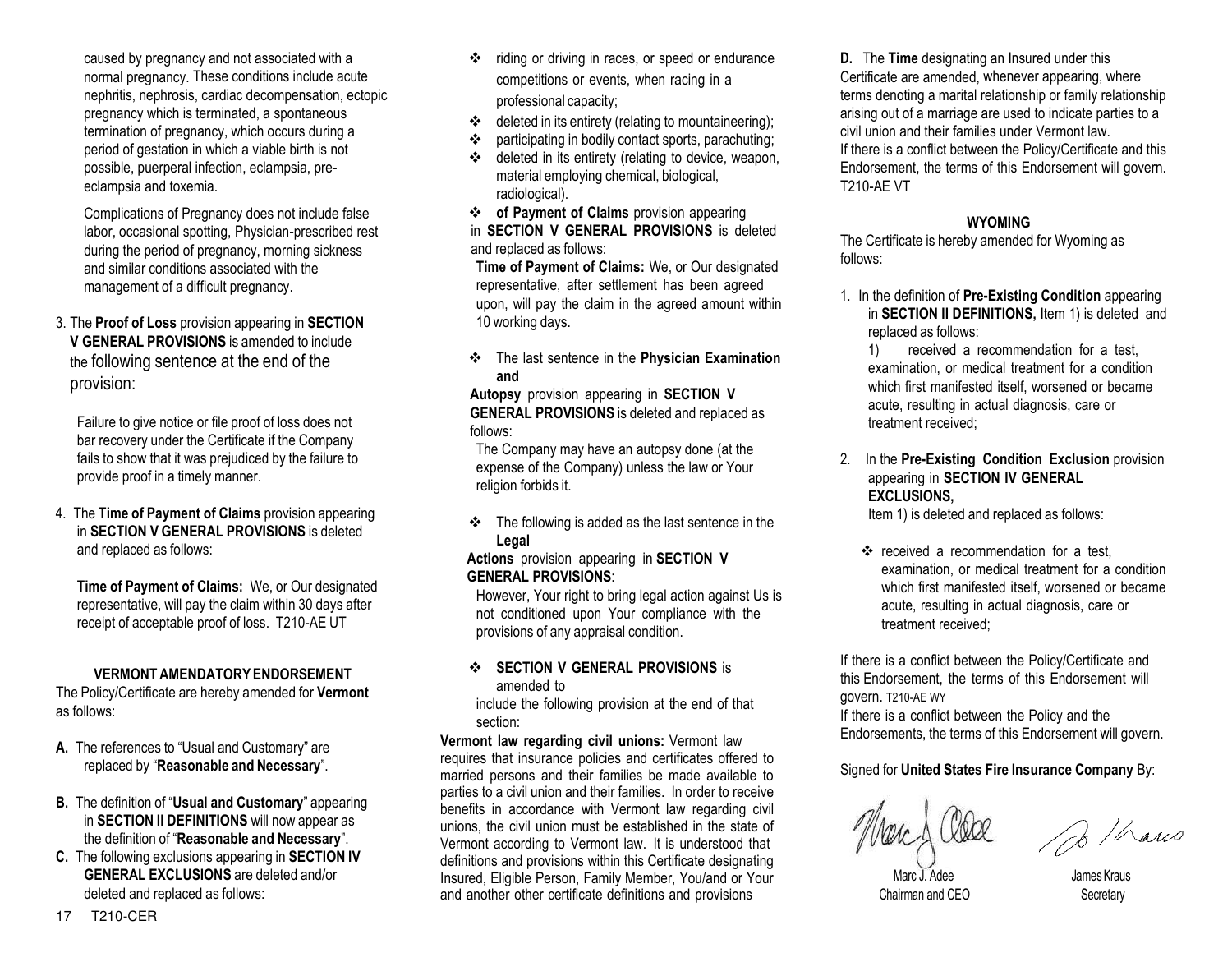caused by pregnancy and not associated with a normal pregnancy. These conditions include acute nephritis, nephrosis, cardiac decompensation, ectopic pregnancy which is terminated, a spontaneous termination of pregnancy, which occurs during a period of gestation in which a viable birth is not possible, puerperal infection, eclampsia, pre-eclampsia and toxemia.

Complications of Pregnancy does not include false labor, occasional spotting, Physician-prescribed rest during the period of pregnancy, morning sickness and similar conditions associated with the management of a difficult pregnancy.

3. The **Proof of Loss** provision appearing in **SECTION V GENERAL PROVISIONS** is amended to include the following sentence at the end of the provision:

   Failure to give notice or file proof of loss does not bar recovery under the Certificate if the Company fails to show that it was prejudiced by the failure to provide proof in a timely manner.

4. The **Time of Payment of Claims** provision appearing in **SECTION V GENERAL PROVISIONS** is deleted and replaced as follows:

   **Time of Payment of Claims:** We, or Our designated representative, will pay the claim within 30 days after receipt of acceptable proof of loss. T210-AE UT

**VERMONT AMENDATORY ENDORSEMENT**

The Policy/Certificate are hereby amended for **Vermont** as follows:

**A.** The references to "Usual and Customary" are replaced by "**Reasonable and Necessary**".

**B.** The definition of "**Usual and Customary**" appearing in **SECTION II DEFINITIONS** will now appear as the definition of "**Reasonable and Necessary**".

**C.** The following exclusions appearing in **SECTION IV GENERAL EXCLUSIONS** are deleted and/or deleted and replaced as follows:

- riding or driving in races, or speed or endurance competitions or events, when racing in a professional capacity;
- deleted in its entirety (relating to mountaineering);
- participating in bodily contact sports, parachuting;
- deleted in its entirety (relating to device, weapon, material employing chemical, biological, radiological).
- **of Payment of Claims** provision appearing in **SECTION V GENERAL PROVISIONS** is deleted and replaced as follows:

  **Time of Payment of Claims:** We, or Our designated representative, after settlement has been agreed upon, will pay the claim in the agreed amount within 10 working days.

- The last sentence in the **Physician Examination and Autopsy** provision appearing in **SECTION V GENERAL PROVISIONS** is deleted and replaced as follows:

  The Company may have an autopsy done (at the expense of the Company) unless the law or Your religion forbids it.

- The following is added as the last sentence in the **Legal Actions** provision appearing in **SECTION V GENERAL PROVISIONS**:

  However, Your right to bring legal action against Us is not conditioned upon Your compliance with the provisions of any appraisal condition.

- **SECTION V GENERAL PROVISIONS** is amended to include the following provision at the end of that section:

**Vermont law regarding civil unions:** Vermont law requires that insurance policies and certificates offered to married persons and their families be made available to parties to a civil union and their families. In order to receive benefits in accordance with Vermont law regarding civil unions, the civil union must be established in the state of Vermont according to Vermont law. It is understood that definitions and provisions within this Certificate designating Insured, Eligible Person, Family Member, You/and or Your and another other certificate definitions and provisions

**D.** The **Time** designating an Insured under this Certificate are amended, whenever appearing, where terms denoting a marital relationship or family relationship arising out of a marriage are used to indicate parties to a civil union and their families under Vermont law.
If there is a conflict between the Policy/Certificate and this Endorsement, the terms of this Endorsement will govern. T210-AE VT

**WYOMING**

The Certificate is hereby amended for Wyoming as follows:

1. In the definition of **Pre-Existing Condition** appearing in **SECTION II DEFINITIONS,** Item 1) is deleted and replaced as follows:

   1) received a recommendation for a test, examination, or medical treatment for a condition which first manifested itself, worsened or became acute, resulting in actual diagnosis, care or treatment received;

2. In the **Pre-Existing Condition Exclusion** provision appearing in **SECTION IV GENERAL EXCLUSIONS,** Item 1) is deleted and replaced as follows:

   - received a recommendation for a test, examination, or medical treatment for a condition which first manifested itself, worsened or became acute, resulting in actual diagnosis, care or treatment received;

If there is a conflict between the Policy/Certificate and this Endorsement, the terms of this Endorsement will govern. T210-AE WY
If there is a conflict between the Policy and the Endorsements, the terms of this Endorsement will govern.

Signed for **United States Fire Insurance Company** By:

Marc J. Adee
Chairman and CEO

James Kraus
Secretary

T210-CER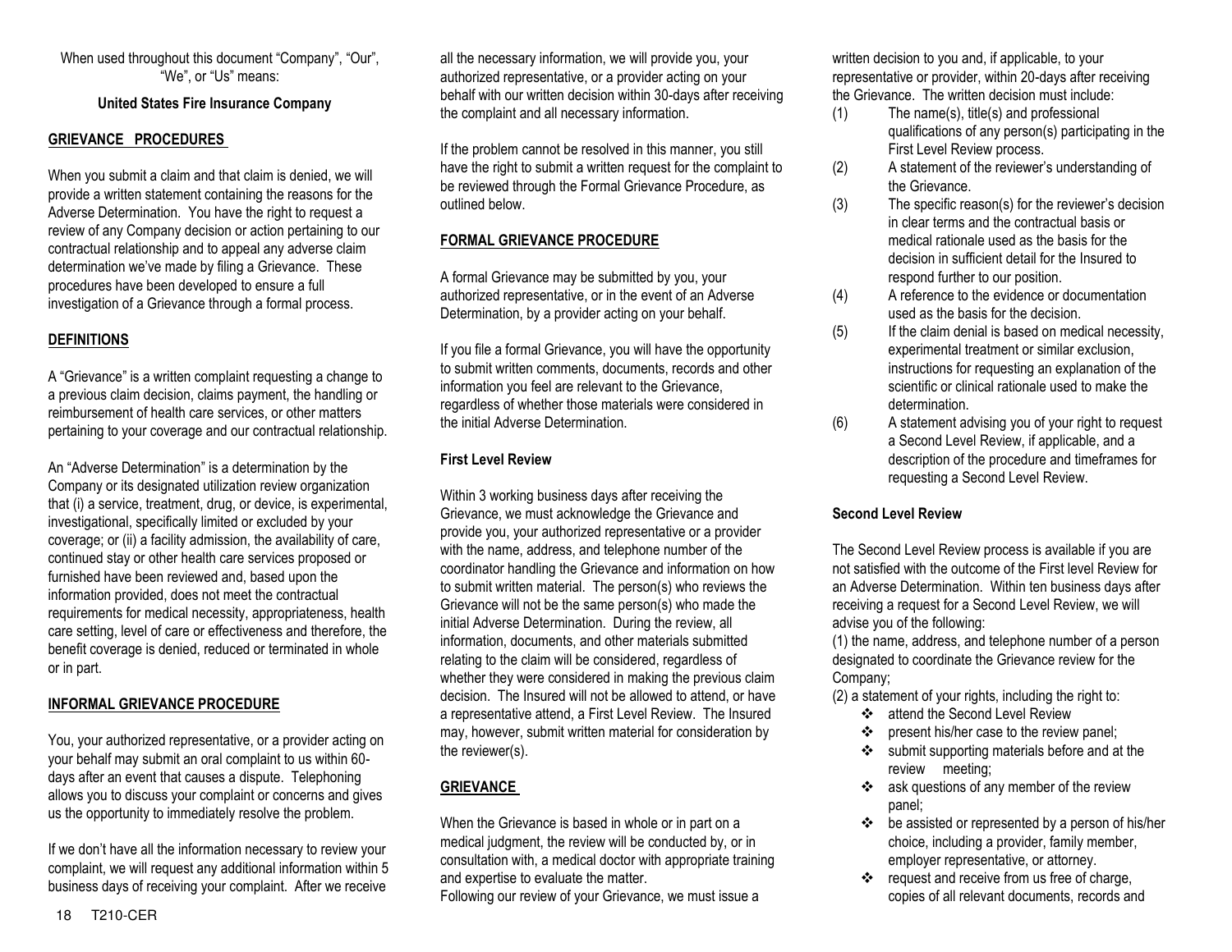When used throughout this document "Company", "Our", "We", or "Us" means:

**United States Fire Insurance Company**

## GRIEVANCE PROCEDURES

When you submit a claim and that claim is denied, we will provide a written statement containing the reasons for the Adverse Determination. You have the right to request a review of any Company decision or action pertaining to our contractual relationship and to appeal any adverse claim determination we've made by filing a Grievance. These procedures have been developed to ensure a full investigation of a Grievance through a formal process.

## DEFINITIONS

A "Grievance" is a written complaint requesting a change to a previous claim decision, claims payment, the handling or reimbursement of health care services, or other matters pertaining to your coverage and our contractual relationship.

An "Adverse Determination" is a determination by the Company or its designated utilization review organization that (i) a service, treatment, drug, or device, is experimental, investigational, specifically limited or excluded by your coverage; or (ii) a facility admission, the availability of care, continued stay or other health care services proposed or furnished have been reviewed and, based upon the information provided, does not meet the contractual requirements for medical necessity, appropriateness, health care setting, level of care or effectiveness and therefore, the benefit coverage is denied, reduced or terminated in whole or in part.

## INFORMAL GRIEVANCE PROCEDURE

You, your authorized representative, or a provider acting on your behalf may submit an oral complaint to us within 60-days after an event that causes a dispute. Telephoning allows you to discuss your complaint or concerns and gives us the opportunity to immediately resolve the problem.

If we don't have all the information necessary to review your complaint, we will request any additional information within 5 business days of receiving your complaint. After we receive all the necessary information, we will provide you, your authorized representative, or a provider acting on your behalf with our written decision within 30-days after receiving the complaint and all necessary information.

If the problem cannot be resolved in this manner, you still have the right to submit a written request for the complaint to be reviewed through the Formal Grievance Procedure, as outlined below.

## FORMAL GRIEVANCE PROCEDURE

A formal Grievance may be submitted by you, your authorized representative, or in the event of an Adverse Determination, by a provider acting on your behalf.

If you file a formal Grievance, you will have the opportunity to submit written comments, documents, records and other information you feel are relevant to the Grievance, regardless of whether those materials were considered in the initial Adverse Determination.

### First Level Review

Within 3 working business days after receiving the Grievance, we must acknowledge the Grievance and provide you, your authorized representative or a provider with the name, address, and telephone number of the coordinator handling the Grievance and information on how to submit written material. The person(s) who reviews the Grievance will not be the same person(s) who made the initial Adverse Determination. During the review, all information, documents, and other materials submitted relating to the claim will be considered, regardless of whether they were considered in making the previous claim decision. The Insured will not be allowed to attend, or have a representative attend, a First Level Review. The Insured may, however, submit written material for consideration by the reviewer(s).

## GRIEVANCE

When the Grievance is based in whole or in part on a medical judgment, the review will be conducted by, or in consultation with, a medical doctor with appropriate training and expertise to evaluate the matter.
Following our review of your Grievance, we must issue a written decision to you and, if applicable, to your representative or provider, within 20-days after receiving the Grievance. The written decision must include:

(1) The name(s), title(s) and professional qualifications of any person(s) participating in the First Level Review process.
(2) A statement of the reviewer's understanding of the Grievance.
(3) The specific reason(s) for the reviewer's decision in clear terms and the contractual basis or medical rationale used as the basis for the decision in sufficient detail for the Insured to respond further to our position.
(4) A reference to the evidence or documentation used as the basis for the decision.
(5) If the claim denial is based on medical necessity, experimental treatment or similar exclusion, instructions for requesting an explanation of the scientific or clinical rationale used to make the determination.
(6) A statement advising you of your right to request a Second Level Review, if applicable, and a description of the procedure and timeframes for requesting a Second Level Review.

### Second Level Review

The Second Level Review process is available if you are not satisfied with the outcome of the First level Review for an Adverse Determination. Within ten business days after receiving a request for a Second Level Review, we will advise you of the following:
(1) the name, address, and telephone number of a person designated to coordinate the Grievance review for the Company;
(2) a statement of your rights, including the right to:

- attend the Second Level Review
- present his/her case to the review panel;
- submit supporting materials before and at the review meeting;
- ask questions of any member of the review panel;
- be assisted or represented by a person of his/her choice, including a provider, family member, employer representative, or attorney.
- request and receive from us free of charge, copies of all relevant documents, records and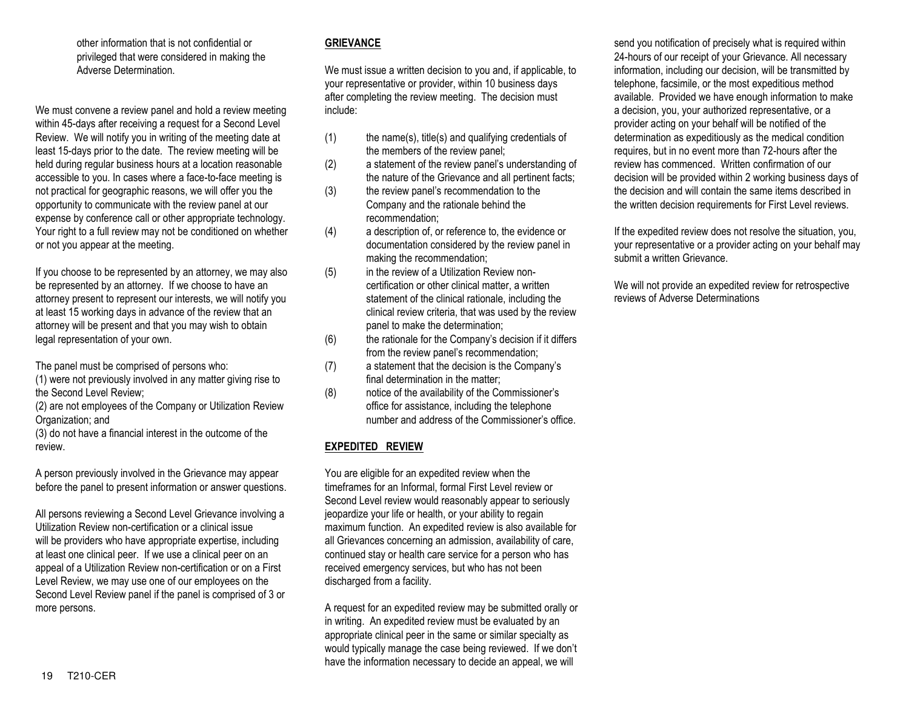other information that is not confidential or privileged that were considered in making the Adverse Determination.

We must convene a review panel and hold a review meeting within 45-days after receiving a request for a Second Level Review. We will notify you in writing of the meeting date at least 15-days prior to the date. The review meeting will be held during regular business hours at a location reasonable accessible to you. In cases where a face-to-face meeting is not practical for geographic reasons, we will offer you the opportunity to communicate with the review panel at our expense by conference call or other appropriate technology. Your right to a full review may not be conditioned on whether or not you appear at the meeting.

If you choose to be represented by an attorney, we may also be represented by an attorney. If we choose to have an attorney present to represent our interests, we will notify you at least 15 working days in advance of the review that an attorney will be present and that you may wish to obtain legal representation of your own.

The panel must be comprised of persons who:
(1) were not previously involved in any matter giving rise to the Second Level Review;
(2) are not employees of the Company or Utilization Review Organization; and
(3) do not have a financial interest in the outcome of the review.

A person previously involved in the Grievance may appear before the panel to present information or answer questions.

All persons reviewing a Second Level Grievance involving a Utilization Review non-certification or a clinical issue will be providers who have appropriate expertise, including at least one clinical peer. If we use a clinical peer on an appeal of a Utilization Review non-certification or on a First Level Review, we may use one of our employees on the Second Level Review panel if the panel is comprised of 3 or more persons.

**GRIEVANCE**

We must issue a written decision to you and, if applicable, to your representative or provider, within 10 business days after completing the review meeting. The decision must include:

(1) the name(s), title(s) and qualifying credentials of the members of the review panel;
(2) a statement of the review panel's understanding of the nature of the Grievance and all pertinent facts;
(3) the review panel's recommendation to the Company and the rationale behind the recommendation;
(4) a description of, or reference to, the evidence or documentation considered by the review panel in making the recommendation;
(5) in the review of a Utilization Review non-certification or other clinical matter, a written statement of the clinical rationale, including the clinical review criteria, that was used by the review panel to make the determination;
(6) the rationale for the Company's decision if it differs from the review panel's recommendation;
(7) a statement that the decision is the Company's final determination in the matter;
(8) notice of the availability of the Commissioner's office for assistance, including the telephone number and address of the Commissioner's office.

**EXPEDITED REVIEW**

You are eligible for an expedited review when the timeframes for an Informal, formal First Level review or Second Level review would reasonably appear to seriously jeopardize your life or health, or your ability to regain maximum function. An expedited review is also available for all Grievances concerning an admission, availability of care, continued stay or health care service for a person who has received emergency services, but who has not been discharged from a facility.

A request for an expedited review may be submitted orally or in writing. An expedited review must be evaluated by an appropriate clinical peer in the same or similar specialty as would typically manage the case being reviewed. If we don't have the information necessary to decide an appeal, we will send you notification of precisely what is required within 24-hours of our receipt of your Grievance. All necessary information, including our decision, will be transmitted by telephone, facsimile, or the most expeditious method available. Provided we have enough information to make a decision, you, your authorized representative, or a provider acting on your behalf will be notified of the determination as expeditiously as the medical condition requires, but in no event more than 72-hours after the review has commenced. Written confirmation of our decision will be provided within 2 working business days of the decision and will contain the same items described in the written decision requirements for First Level reviews.

If the expedited review does not resolve the situation, you, your representative or a provider acting on your behalf may submit a written Grievance.

We will not provide an expedited review for retrospective reviews of Adverse Determinations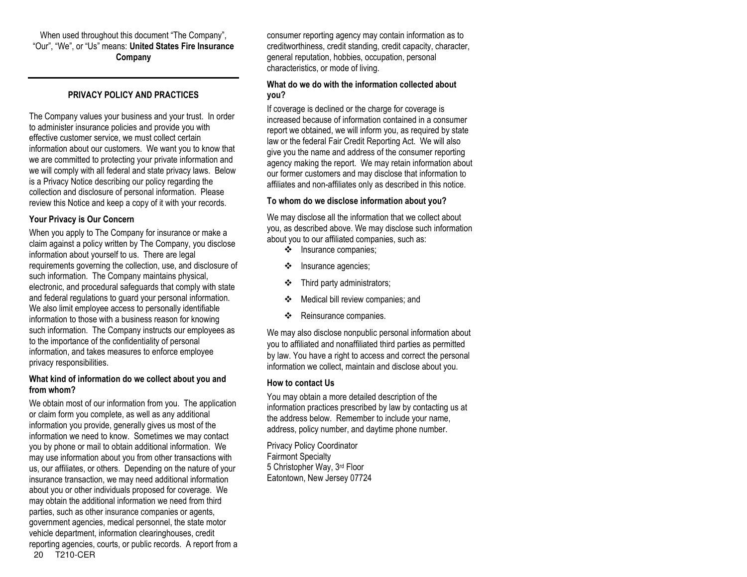When used throughout this document "The Company", "Our", "We", or "Us" means: **United States Fire Insurance Company**

---

## PRIVACY POLICY AND PRACTICES

The Company values your business and your trust. In order to administer insurance policies and provide you with effective customer service, we must collect certain information about our customers. We want you to know that we are committed to protecting your private information and we will comply with all federal and state privacy laws. Below is a Privacy Notice describing our policy regarding the collection and disclosure of personal information. Please review this Notice and keep a copy of it with your records.

### Your Privacy is Our Concern

When you apply to The Company for insurance or make a claim against a policy written by The Company, you disclose information about yourself to us. There are legal requirements governing the collection, use, and disclosure of such information. The Company maintains physical, electronic, and procedural safeguards that comply with state and federal regulations to guard your personal information. We also limit employee access to personally identifiable information to those with a business reason for knowing such information. The Company instructs our employees as to the importance of the confidentiality of personal information, and takes measures to enforce employee privacy responsibilities.

### What kind of information do we collect about you and from whom?

We obtain most of our information from you. The application or claim form you complete, as well as any additional information you provide, generally gives us most of the information we need to know. Sometimes we may contact you by phone or mail to obtain additional information. We may use information about you from other transactions with us, our affiliates, or others. Depending on the nature of your insurance transaction, we may need additional information about you or other individuals proposed for coverage. We may obtain the additional information we need from third parties, such as other insurance companies or agents, government agencies, medical personnel, the state motor vehicle department, information clearinghouses, credit reporting agencies, courts, or public records. A report from a consumer reporting agency may contain information as to creditworthiness, credit standing, credit capacity, character, general reputation, hobbies, occupation, personal characteristics, or mode of living.

### What do we do with the information collected about you?

If coverage is declined or the charge for coverage is increased because of information contained in a consumer report we obtained, we will inform you, as required by state law or the federal Fair Credit Reporting Act. We will also give you the name and address of the consumer reporting agency making the report. We may retain information about our former customers and may disclose that information to affiliates and non-affiliates only as described in this notice.

### To whom do we disclose information about you?

We may disclose all the information that we collect about you, as described above. We may disclose such information about you to our affiliated companies, such as:

- Insurance companies;
- Insurance agencies;
- Third party administrators;
- Medical bill review companies; and
- Reinsurance companies.

We may also disclose nonpublic personal information about you to affiliated and nonaffiliated third parties as permitted by law. You have a right to access and correct the personal information we collect, maintain and disclose about you.

### How to contact Us

You may obtain a more detailed description of the information practices prescribed by law by contacting us at the address below. Remember to include your name, address, policy number, and daytime phone number.

Privacy Policy Coordinator
Fairmont Specialty
5 Christopher Way, 3rd Floor
Eatontown, New Jersey 07724

T210-CER